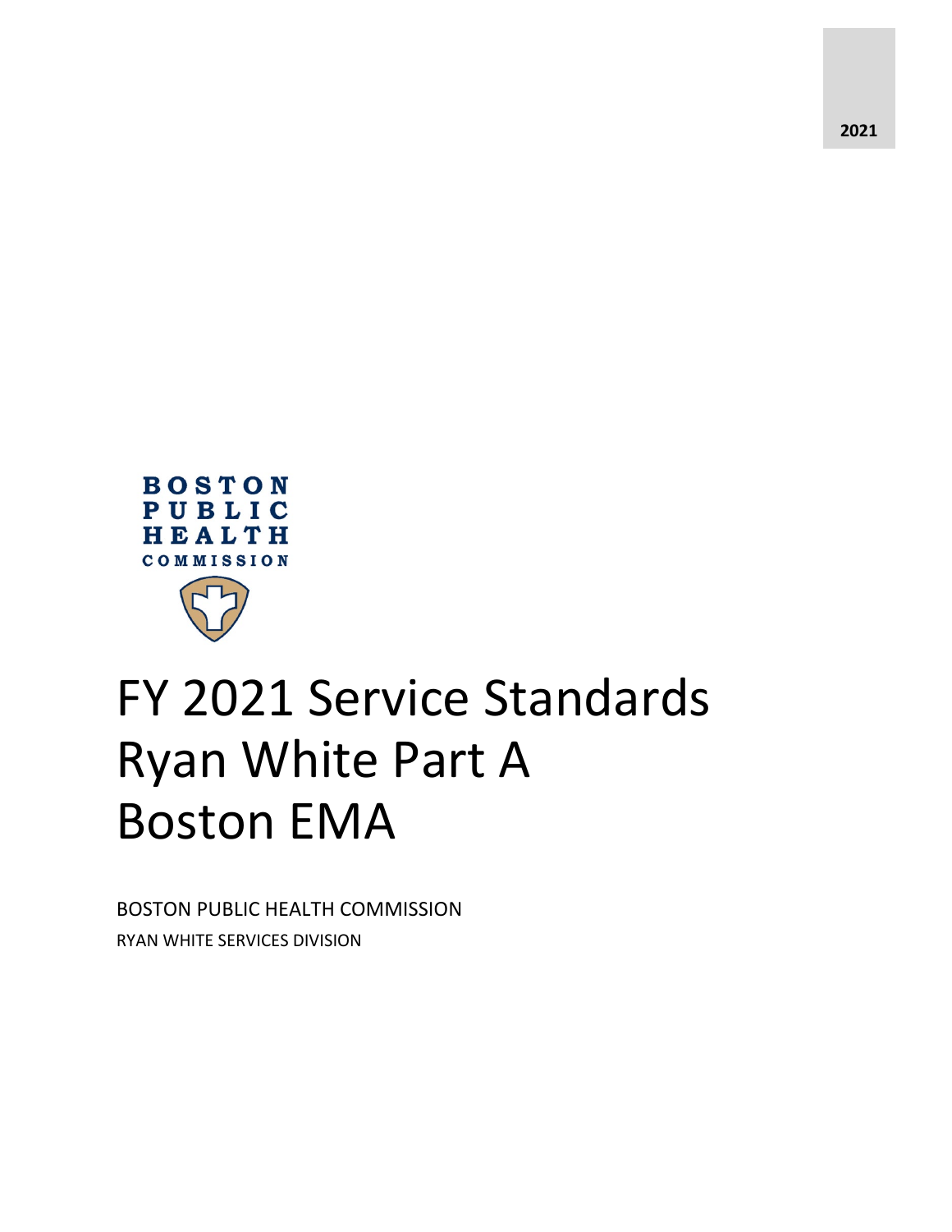2021

BOSTON PUBLIC HEALTH COMMISSION

# FY 2021 Service Standards Ryan White Part A Boston EMA

BOSTON PUBLIC HEALTH COMMISSION

RYAN WHITE SERVICES DIVISION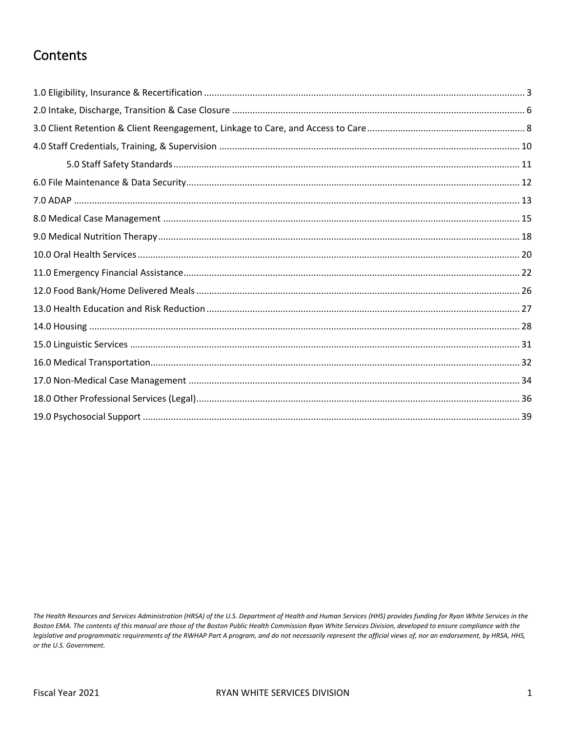# Contents

1.0 Eligibility, Insurance & Recertification ..... 3
2.0 Intake, Discharge, Transition & Case Closure ..... 6
3.0 Client Retention & Client Reengagement, Linkage to Care, and Access to Care ..... 8
4.0 Staff Credentials, Training, & Supervision ..... 10
    5.0 Staff Safety Standards ..... 11
6.0 File Maintenance & Data Security ..... 12
7.0 ADAP ..... 13
8.0 Medical Case Management ..... 15
9.0 Medical Nutrition Therapy ..... 18
10.0 Oral Health Services ..... 20
11.0 Emergency Financial Assistance ..... 22
12.0 Food Bank/Home Delivered Meals ..... 26
13.0 Health Education and Risk Reduction ..... 27
14.0 Housing ..... 28
15.0 Linguistic Services ..... 31
16.0 Medical Transportation ..... 32
17.0 Non-Medical Case Management ..... 34
18.0 Other Professional Services (Legal) ..... 36
19.0 Psychosocial Support ..... 39

*The Health Resources and Services Administration (HRSA) of the U.S. Department of Health and Human Services (HHS) provides funding for Ryan White Services in the Boston EMA. The contents of this manual are those of the Boston Public Health Commission Ryan White Services Division, developed to ensure compliance with the legislative and programmatic requirements of the RWHAP Part A program, and do not necessarily represent the official views of, nor an endorsement, by HRSA, HHS, or the U.S. Government.*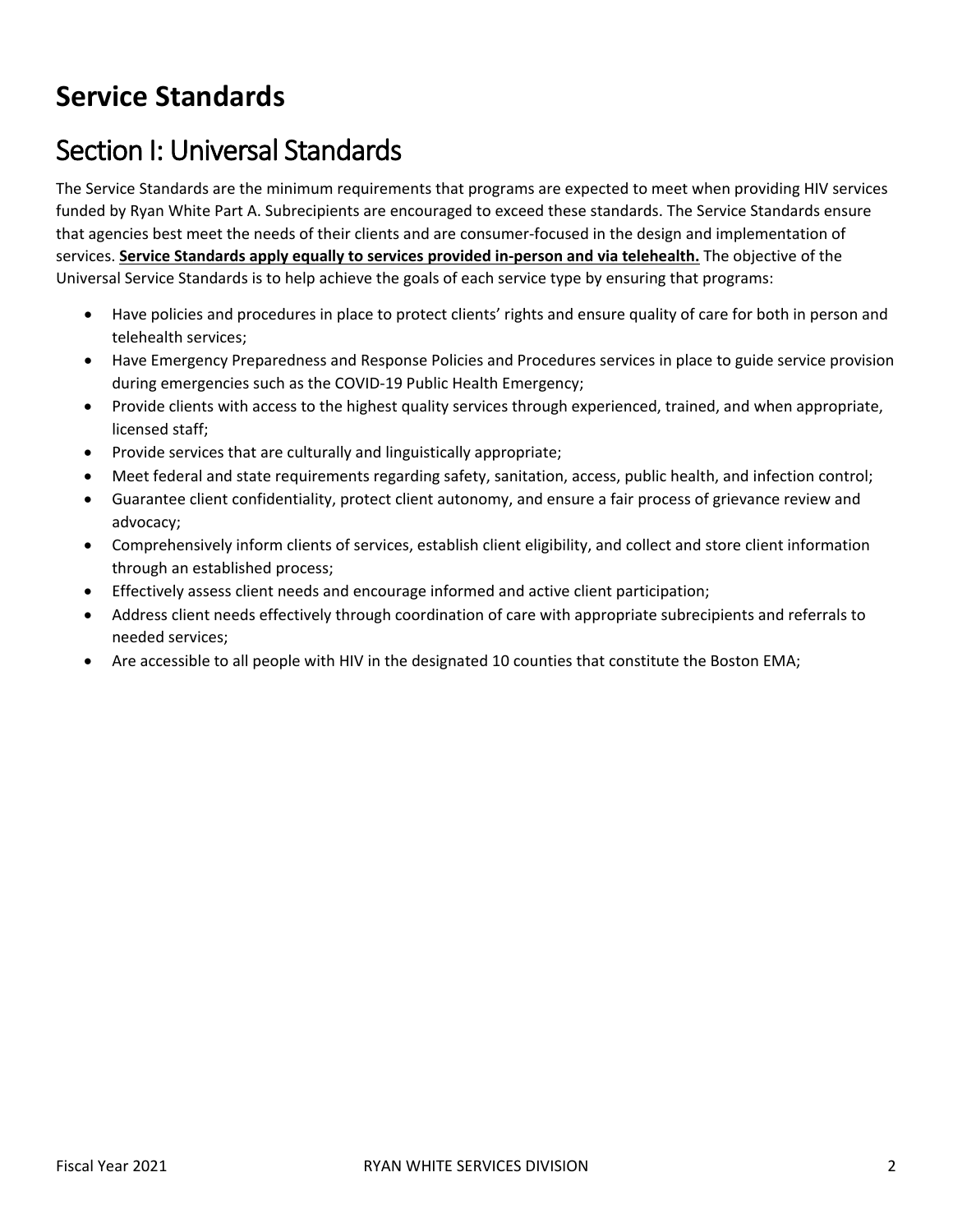# Service Standards

## Section I: Universal Standards

The Service Standards are the minimum requirements that programs are expected to meet when providing HIV services funded by Ryan White Part A. Subrecipients are encouraged to exceed these standards. The Service Standards ensure that agencies best meet the needs of their clients and are consumer-focused in the design and implementation of services. **Service Standards apply equally to services provided in-person and via telehealth.** The objective of the Universal Service Standards is to help achieve the goals of each service type by ensuring that programs:

- Have policies and procedures in place to protect clients' rights and ensure quality of care for both in person and telehealth services;
- Have Emergency Preparedness and Response Policies and Procedures services in place to guide service provision during emergencies such as the COVID-19 Public Health Emergency;
- Provide clients with access to the highest quality services through experienced, trained, and when appropriate, licensed staff;
- Provide services that are culturally and linguistically appropriate;
- Meet federal and state requirements regarding safety, sanitation, access, public health, and infection control;
- Guarantee client confidentiality, protect client autonomy, and ensure a fair process of grievance review and advocacy;
- Comprehensively inform clients of services, establish client eligibility, and collect and store client information through an established process;
- Effectively assess client needs and encourage informed and active client participation;
- Address client needs effectively through coordination of care with appropriate subrecipients and referrals to needed services;
- Are accessible to all people with HIV in the designated 10 counties that constitute the Boston EMA;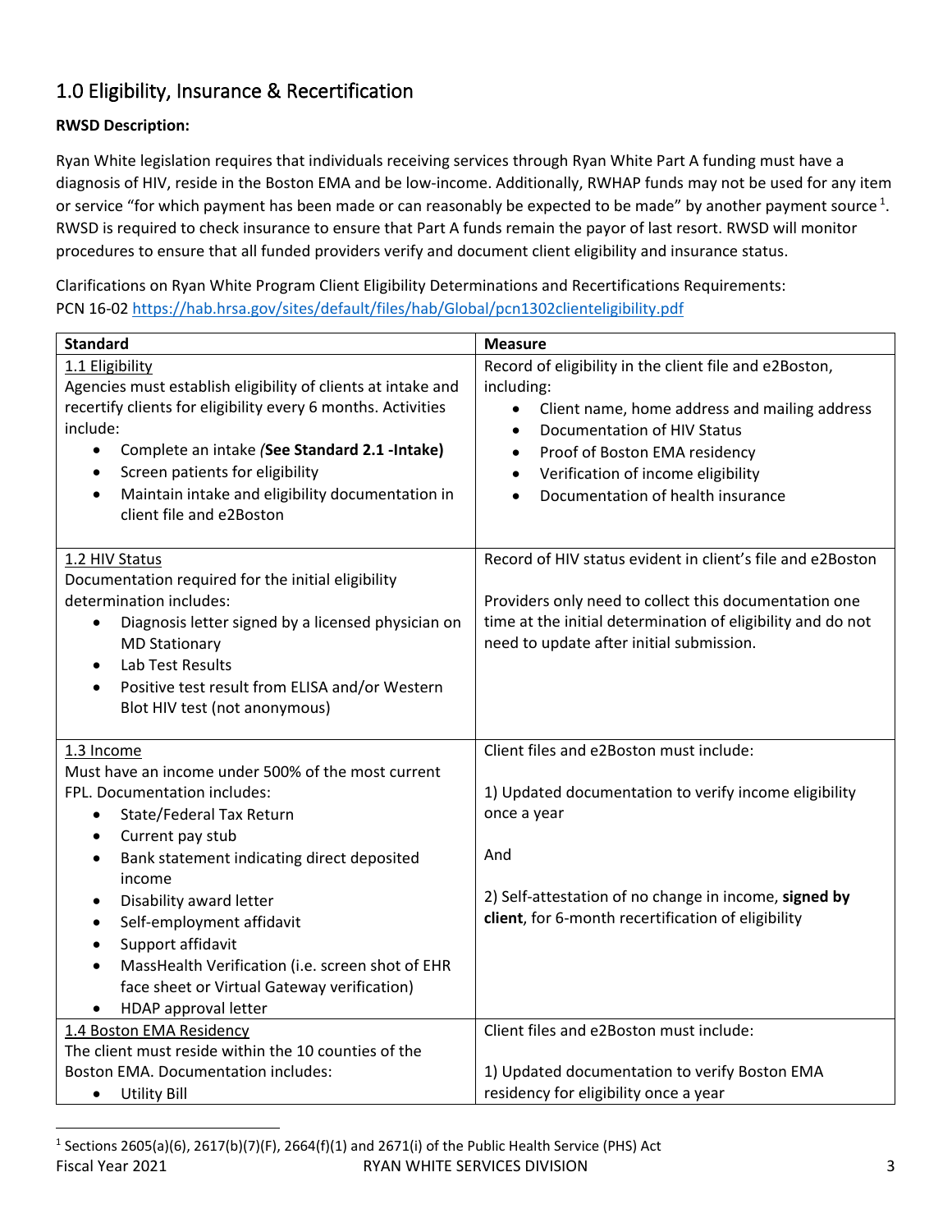## 1.0 Eligibility, Insurance & Recertification

**RWSD Description:**

Ryan White legislation requires that individuals receiving services through Ryan White Part A funding must have a diagnosis of HIV, reside in the Boston EMA and be low-income. Additionally, RWHAP funds may not be used for any item or service "for which payment has been made or can reasonably be expected to be made" by another payment source [1]. RWSD is required to check insurance to ensure that Part A funds remain the payor of last resort. RWSD will monitor procedures to ensure that all funded providers verify and document client eligibility and insurance status.

Clarifications on Ryan White Program Client Eligibility Determinations and Recertifications Requirements: PCN 16-02 https://hab.hrsa.gov/sites/default/files/hab/Global/pcn1302clienteligibility.pdf

| Standard | Measure |
|---|---|
| 1.1 Eligibility<br>Agencies must establish eligibility of clients at intake and recertify clients for eligibility every 6 months. Activities include:<br>• Complete an intake (**See Standard 2.1 -Intake)**<br>• Screen patients for eligibility<br>• Maintain intake and eligibility documentation in client file and e2Boston | Record of eligibility in the client file and e2Boston, including:<br>• Client name, home address and mailing address<br>• Documentation of HIV Status<br>• Proof of Boston EMA residency<br>• Verification of income eligibility<br>• Documentation of health insurance |
| 1.2 HIV Status<br>Documentation required for the initial eligibility determination includes:<br>• Diagnosis letter signed by a licensed physician on MD Stationary<br>• Lab Test Results<br>• Positive test result from ELISA and/or Western Blot HIV test (not anonymous) | Record of HIV status evident in client's file and e2Boston<br><br>Providers only need to collect this documentation one time at the initial determination of eligibility and do not need to update after initial submission. |
| 1.3 Income<br>Must have an income under 500% of the most current FPL. Documentation includes:<br>• State/Federal Tax Return<br>• Current pay stub<br>• Bank statement indicating direct deposited income<br>• Disability award letter<br>• Self-employment affidavit<br>• Support affidavit<br>• MassHealth Verification (i.e. screen shot of EHR face sheet or Virtual Gateway verification)<br>• HDAP approval letter | Client files and e2Boston must include:<br><br>1) Updated documentation to verify income eligibility once a year<br><br>And<br><br>2) Self-attestation of no change in income, **signed by client**, for 6-month recertification of eligibility |
| 1.4 Boston EMA Residency<br>The client must reside within the 10 counties of the Boston EMA. Documentation includes:<br>• Utility Bill | Client files and e2Boston must include:<br><br>1) Updated documentation to verify Boston EMA residency for eligibility once a year |

[1] Sections 2605(a)(6), 2617(b)(7)(F), 2664(f)(1) and 2671(i) of the Public Health Service (PHS) Act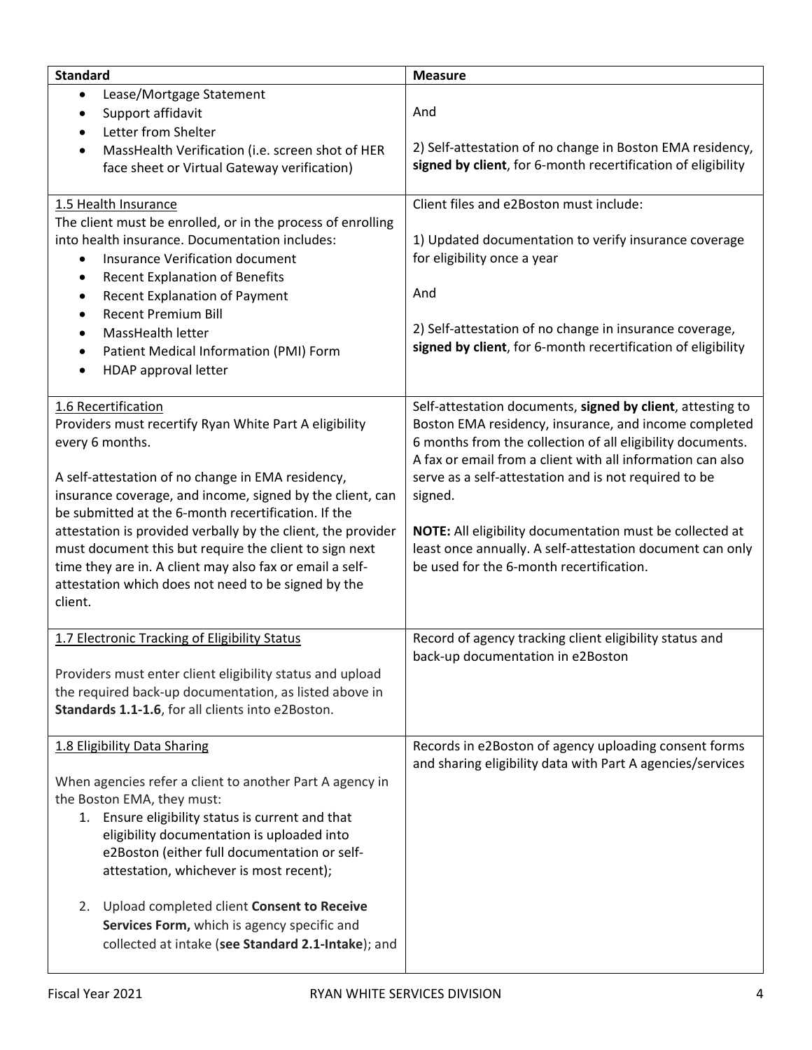| Standard | Measure |
| --- | --- |
| • Lease/Mortgage Statement<br>• Support affidavit<br>• Letter from Shelter<br>• MassHealth Verification (i.e. screen shot of HER face sheet or Virtual Gateway verification) | And<br><br>2) Self-attestation of no change in Boston EMA residency, **signed by client**, for 6-month recertification of eligibility |
| <u>1.5 Health Insurance</u><br>The client must be enrolled, or in the process of enrolling into health insurance. Documentation includes:<br>• Insurance Verification document<br>• Recent Explanation of Benefits<br>• Recent Explanation of Payment<br>• Recent Premium Bill<br>• MassHealth letter<br>• Patient Medical Information (PMI) Form<br>• HDAP approval letter | Client files and e2Boston must include:<br><br>1) Updated documentation to verify insurance coverage for eligibility once a year<br><br>And<br><br>2) Self-attestation of no change in insurance coverage, **signed by client**, for 6-month recertification of eligibility |
| <u>1.6 Recertification</u><br>Providers must recertify Ryan White Part A eligibility every 6 months.<br><br>A self-attestation of no change in EMA residency, insurance coverage, and income, signed by the client, can be submitted at the 6-month recertification. If the attestation is provided verbally by the client, the provider must document this but require the client to sign next time they are in. A client may also fax or email a self-attestation which does not need to be signed by the client. | Self-attestation documents, **signed by client**, attesting to Boston EMA residency, insurance, and income completed 6 months from the collection of all eligibility documents. A fax or email from a client with all information can also serve as a self-attestation and is not required to be signed.<br><br>**NOTE:** All eligibility documentation must be collected at least once annually. A self-attestation document can only be used for the 6-month recertification. |
| <u>1.7 Electronic Tracking of Eligibility Status</u><br><br>Providers must enter client eligibility status and upload the required back-up documentation, as listed above in **Standards 1.1-1.6**, for all clients into e2Boston. | Record of agency tracking client eligibility status and back-up documentation in e2Boston |
| <u>1.8 Eligibility Data Sharing</u><br><br>When agencies refer a client to another Part A agency in the Boston EMA, they must:<br>1. Ensure eligibility status is current and that eligibility documentation is uploaded into e2Boston (either full documentation or self-attestation, whichever is most recent);<br><br>2. Upload completed client **Consent to Receive Services Form,** which is agency specific and collected at intake (**see Standard 2.1-Intake**); and | Records in e2Boston of agency uploading consent forms and sharing eligibility data with Part A agencies/services |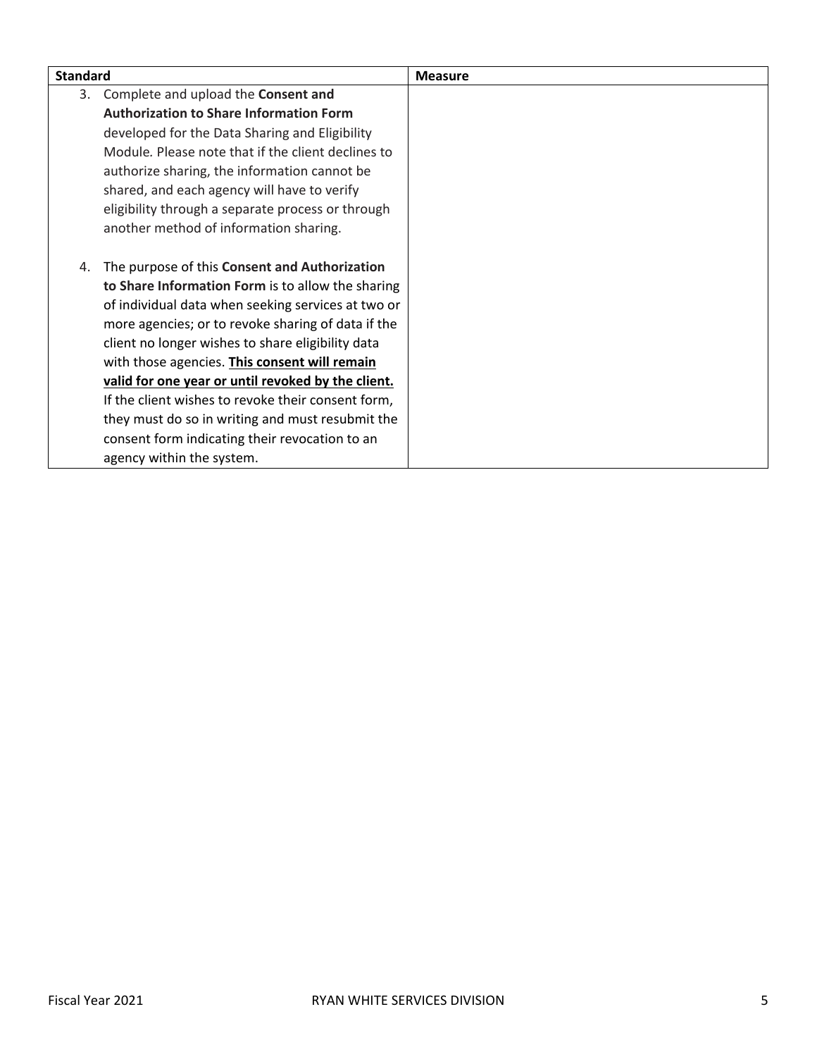| Standard | Measure |
|---|---|
| 3. Complete and upload the **Consent and Authorization to Share Information Form** developed for the Data Sharing and Eligibility Module. Please note that if the client declines to authorize sharing, the information cannot be shared, and each agency will have to verify eligibility through a separate process or through another method of information sharing.<br><br>4. The purpose of this **Consent and Authorization to Share Information Form** is to allow the sharing of individual data when seeking services at two or more agencies; or to revoke sharing of data if the client no longer wishes to share eligibility data with those agencies. **<u>This consent will remain valid for one year or until revoked by the client.</u>** If the client wishes to revoke their consent form, they must do so in writing and must resubmit the consent form indicating their revocation to an agency within the system. | |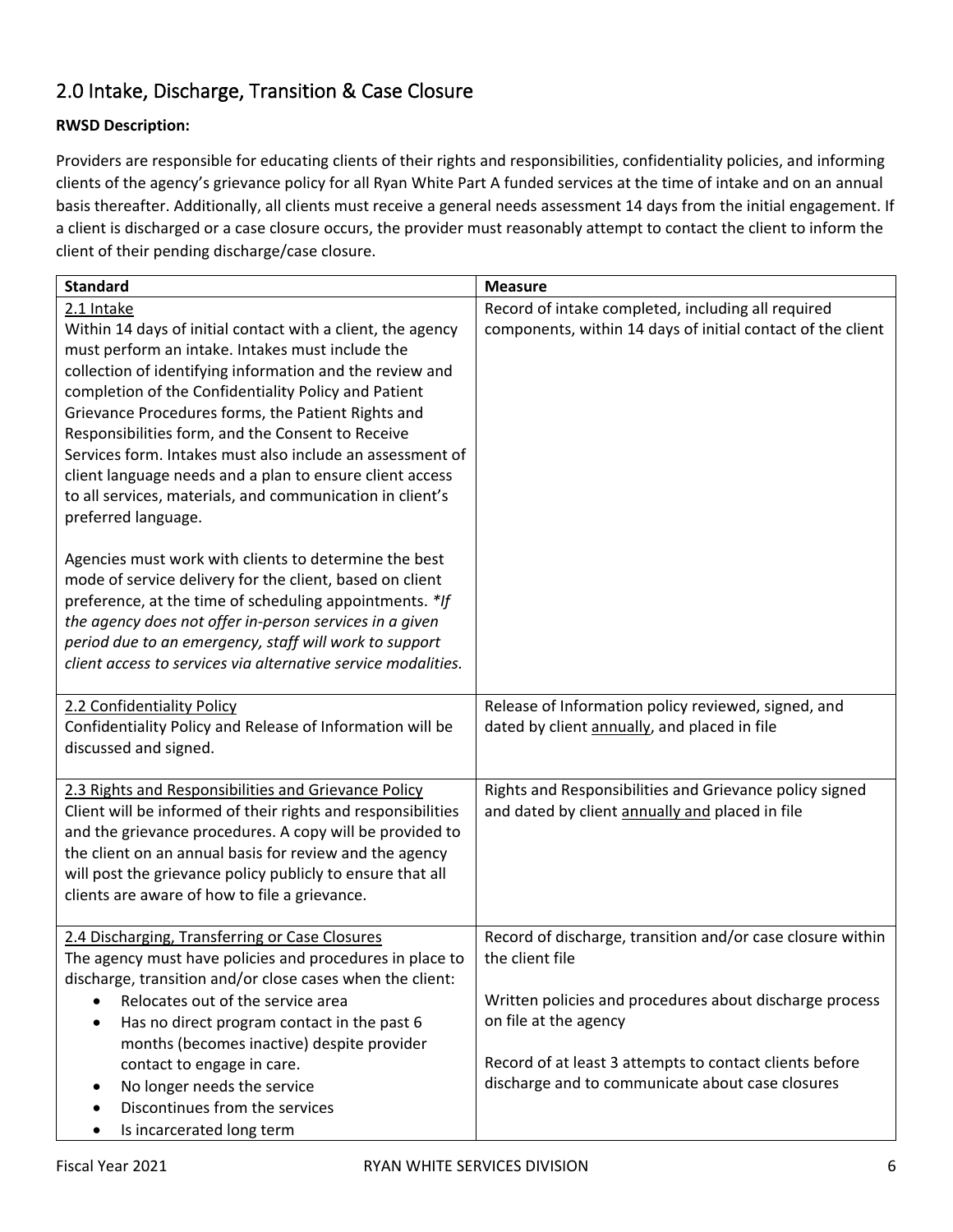## 2.0 Intake, Discharge, Transition & Case Closure

**RWSD Description:**

Providers are responsible for educating clients of their rights and responsibilities, confidentiality policies, and informing clients of the agency's grievance policy for all Ryan White Part A funded services at the time of intake and on an annual basis thereafter. Additionally, all clients must receive a general needs assessment 14 days from the initial engagement. If a client is discharged or a case closure occurs, the provider must reasonably attempt to contact the client to inform the client of their pending discharge/case closure.

| Standard | Measure |
| --- | --- |
| <u>2.1 Intake</u><br>Within 14 days of initial contact with a client, the agency must perform an intake. Intakes must include the collection of identifying information and the review and completion of the Confidentiality Policy and Patient Grievance Procedures forms, the Patient Rights and Responsibilities form, and the Consent to Receive Services form. Intakes must also include an assessment of client language needs and a plan to ensure client access to all services, materials, and communication in client's preferred language.<br><br>Agencies must work with clients to determine the best mode of service delivery for the client, based on client preference, at the time of scheduling appointments. *\*If the agency does not offer in-person services in a given period due to an emergency, staff will work to support client access to services via alternative service modalities.* | Record of intake completed, including all required components, within 14 days of initial contact of the client |
| <u>2.2 Confidentiality Policy</u><br>Confidentiality Policy and Release of Information will be discussed and signed. | Release of Information policy reviewed, signed, and dated by client <u>annually</u>, and placed in file |
| <u>2.3 Rights and Responsibilities and Grievance Policy</u><br>Client will be informed of their rights and responsibilities and the grievance procedures. A copy will be provided to the client on an annual basis for review and the agency will post the grievance policy publicly to ensure that all clients are aware of how to file a grievance. | Rights and Responsibilities and Grievance policy signed and dated by client <u>annually and</u> placed in file |
| <u>2.4 Discharging, Transferring or Case Closures</u><br>The agency must have policies and procedures in place to discharge, transition and/or close cases when the client:<br>• Relocates out of the service area<br>• Has no direct program contact in the past 6 months (becomes inactive) despite provider contact to engage in care.<br>• No longer needs the service<br>• Discontinues from the services<br>• Is incarcerated long term | Record of discharge, transition and/or case closure within the client file<br><br>Written policies and procedures about discharge process on file at the agency<br><br>Record of at least 3 attempts to contact clients before discharge and to communicate about case closures |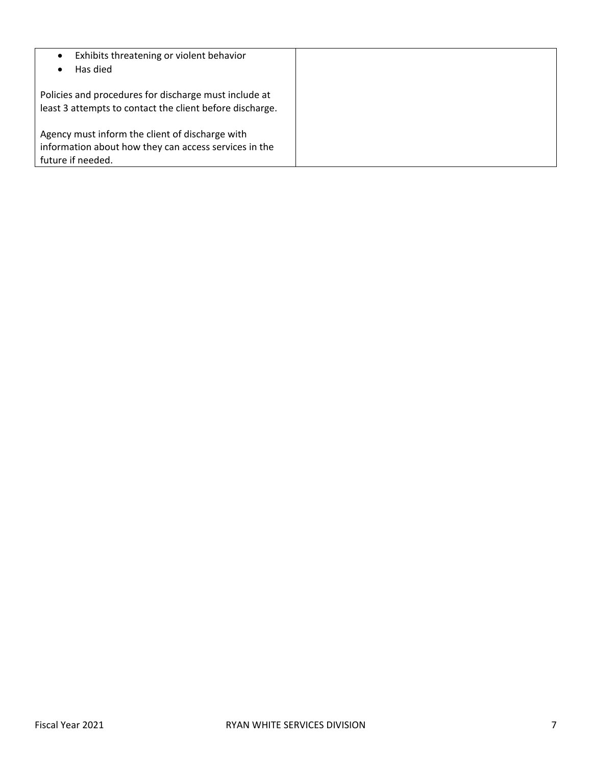| | |
|---|---|
| <ul><li>Exhibits threatening or violent behavior</li><li>Has died</li></ul>Policies and procedures for discharge must include at least 3 attempts to contact the client before discharge.<br><br>Agency must inform the client of discharge with information about how they can access services in the future if needed. | |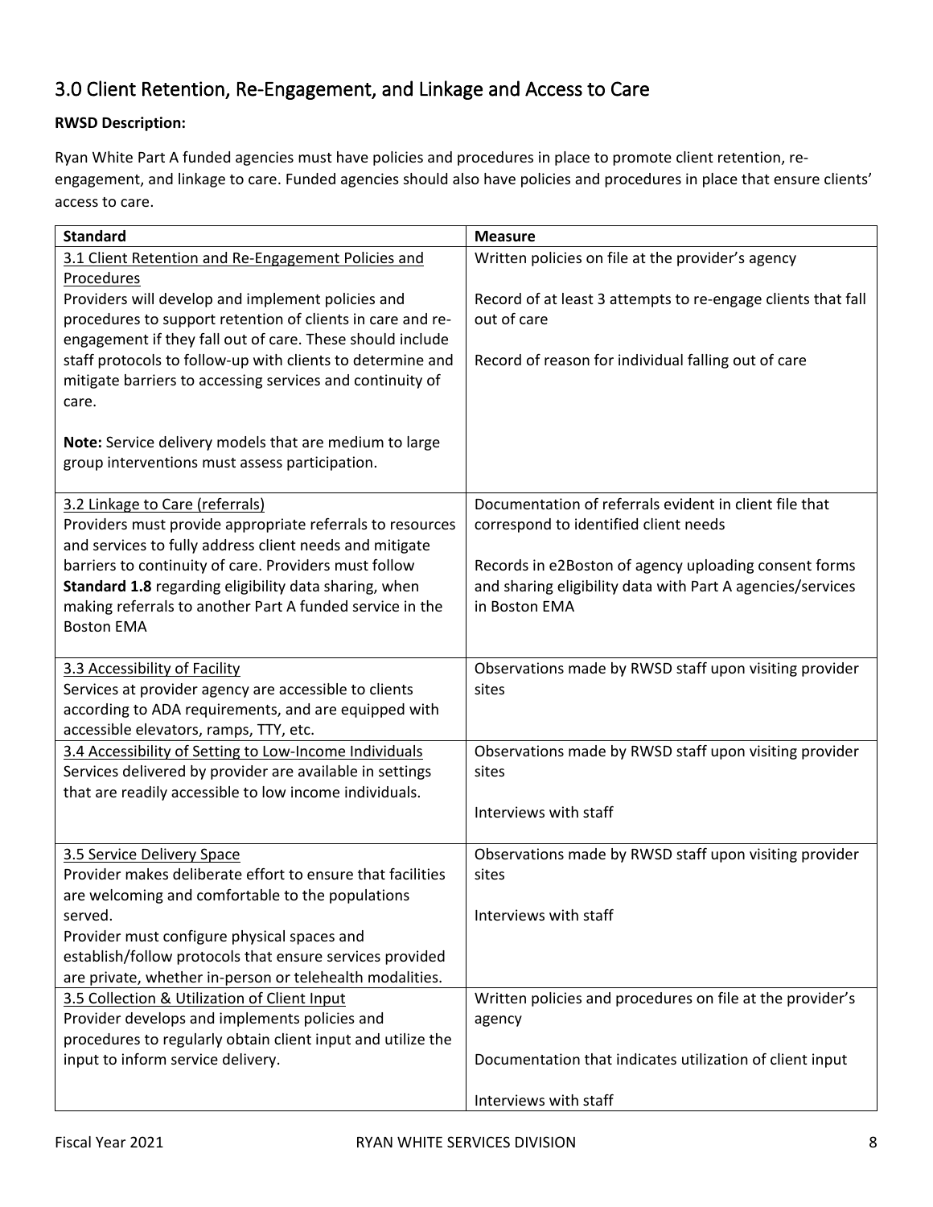## 3.0 Client Retention, Re-Engagement, and Linkage and Access to Care

**RWSD Description:**

Ryan White Part A funded agencies must have policies and procedures in place to promote client retention, re-engagement, and linkage to care. Funded agencies should also have policies and procedures in place that ensure clients' access to care.

| Standard | Measure |
|---|---|
| 3.1 Client Retention and Re-Engagement Policies and Procedures<br>Providers will develop and implement policies and procedures to support retention of clients in care and re-engagement if they fall out of care. These should include staff protocols to follow-up with clients to determine and mitigate barriers to accessing services and continuity of care.<br><br>**Note:** Service delivery models that are medium to large group interventions must assess participation. | Written policies on file at the provider's agency<br><br>Record of at least 3 attempts to re-engage clients that fall out of care<br><br>Record of reason for individual falling out of care |
| 3.2 Linkage to Care (referrals)<br>Providers must provide appropriate referrals to resources and services to fully address client needs and mitigate barriers to continuity of care. Providers must follow **Standard 1.8** regarding eligibility data sharing, when making referrals to another Part A funded service in the Boston EMA | Documentation of referrals evident in client file that correspond to identified client needs<br><br>Records in e2Boston of agency uploading consent forms and sharing eligibility data with Part A agencies/services in Boston EMA |
| 3.3 Accessibility of Facility<br>Services at provider agency are accessible to clients according to ADA requirements, and are equipped with accessible elevators, ramps, TTY, etc. | Observations made by RWSD staff upon visiting provider sites |
| 3.4 Accessibility of Setting to Low-Income Individuals<br>Services delivered by provider are available in settings that are readily accessible to low income individuals. | Observations made by RWSD staff upon visiting provider sites<br><br>Interviews with staff |
| 3.5 Service Delivery Space<br>Provider makes deliberate effort to ensure that facilities are welcoming and comfortable to the populations served.<br>Provider must configure physical spaces and establish/follow protocols that ensure services provided are private, whether in-person or telehealth modalities. | Observations made by RWSD staff upon visiting provider sites<br><br>Interviews with staff |
| 3.5 Collection & Utilization of Client Input<br>Provider develops and implements policies and procedures to regularly obtain client input and utilize the input to inform service delivery. | Written policies and procedures on file at the provider's agency<br><br>Documentation that indicates utilization of client input<br><br>Interviews with staff |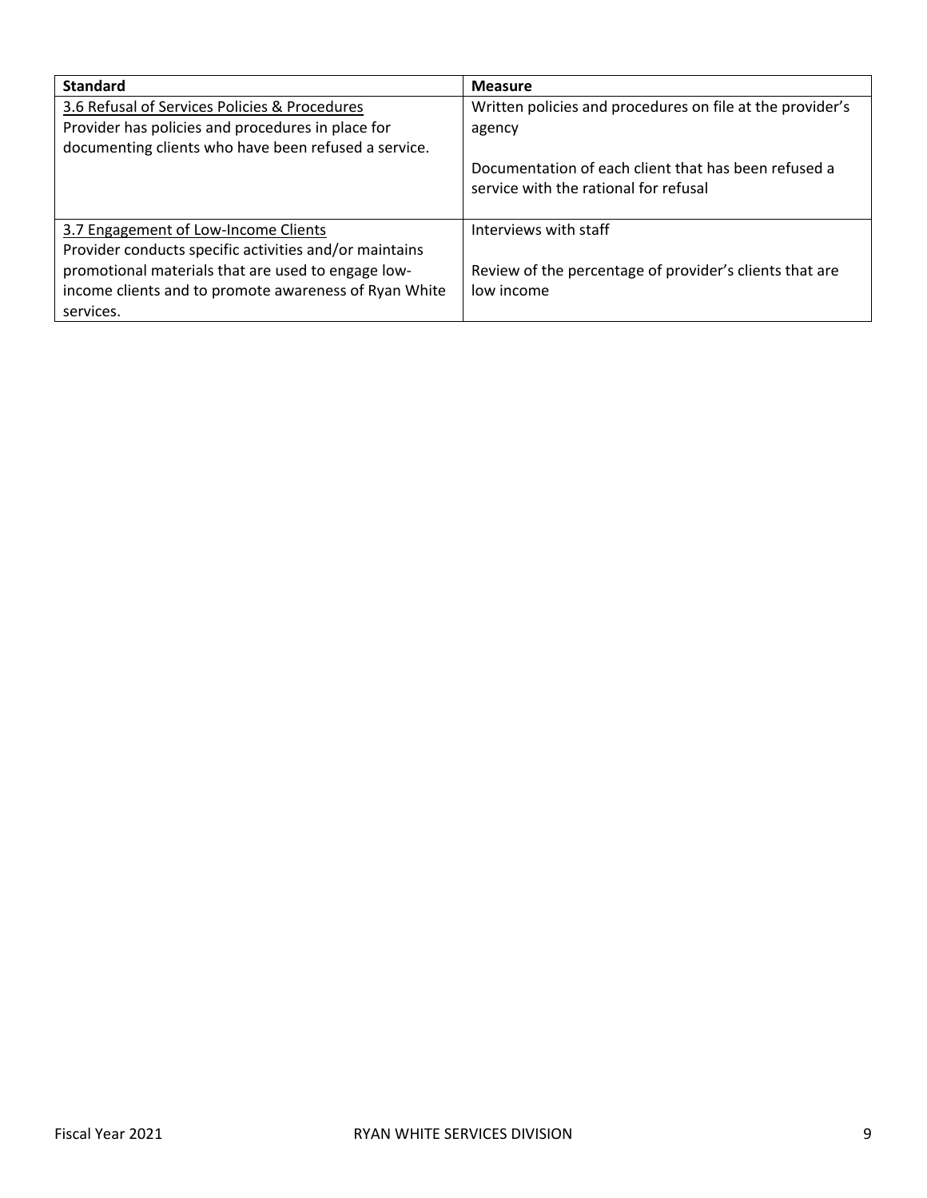| Standard | Measure |
|---|---|
| <u>3.6 Refusal of Services Policies & Procedures</u><br>Provider has policies and procedures in place for documenting clients who have been refused a service. | Written policies and procedures on file at the provider's agency<br><br>Documentation of each client that has been refused a service with the rational for refusal |
| <u>3.7 Engagement of Low-Income Clients</u><br>Provider conducts specific activities and/or maintains promotional materials that are used to engage low-income clients and to promote awareness of Ryan White services. | Interviews with staff<br><br>Review of the percentage of provider's clients that are low income |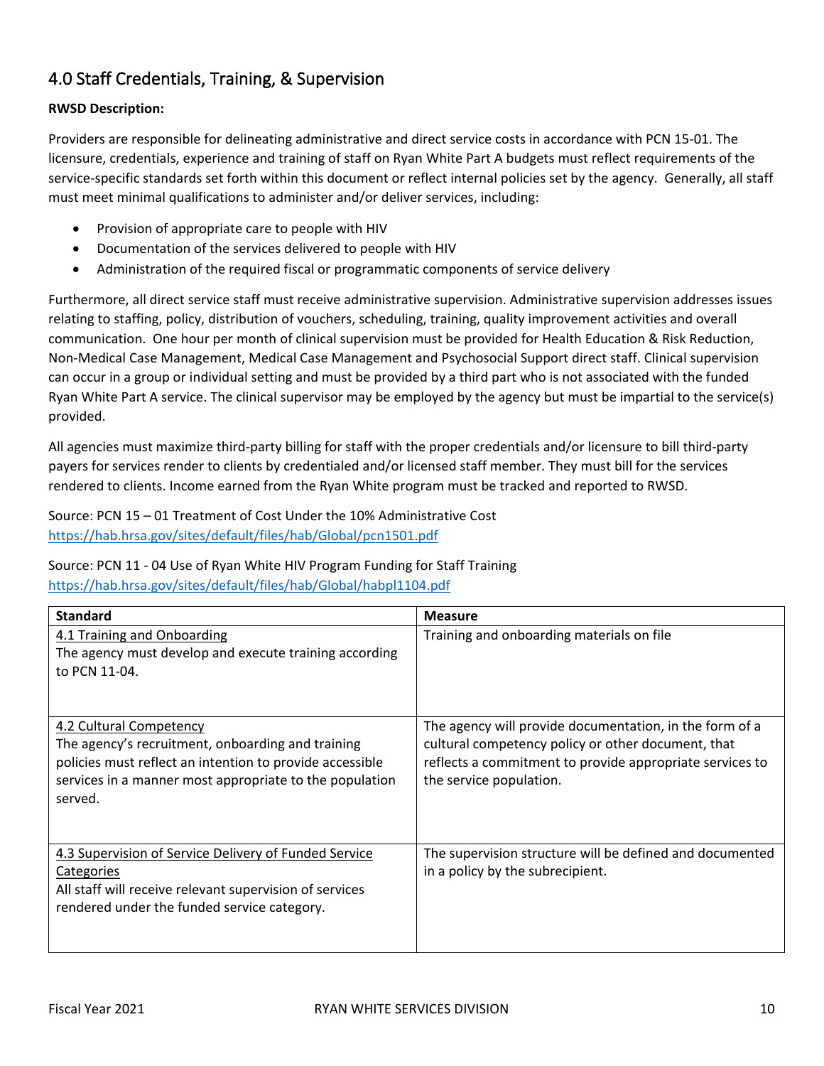## 4.0 Staff Credentials, Training, & Supervision

**RWSD Description:**

Providers are responsible for delineating administrative and direct service costs in accordance with PCN 15-01. The licensure, credentials, experience and training of staff on Ryan White Part A budgets must reflect requirements of the service-specific standards set forth within this document or reflect internal policies set by the agency. Generally, all staff must meet minimal qualifications to administer and/or deliver services, including:

- Provision of appropriate care to people with HIV
- Documentation of the services delivered to people with HIV
- Administration of the required fiscal or programmatic components of service delivery

Furthermore, all direct service staff must receive administrative supervision. Administrative supervision addresses issues relating to staffing, policy, distribution of vouchers, scheduling, training, quality improvement activities and overall communication. One hour per month of clinical supervision must be provided for Health Education & Risk Reduction, Non-Medical Case Management, Medical Case Management and Psychosocial Support direct staff. Clinical supervision can occur in a group or individual setting and must be provided by a third part who is not associated with the funded Ryan White Part A service. The clinical supervisor may be employed by the agency but must be impartial to the service(s) provided.

All agencies must maximize third-party billing for staff with the proper credentials and/or licensure to bill third-party payers for services render to clients by credentialed and/or licensed staff member. They must bill for the services rendered to clients. Income earned from the Ryan White program must be tracked and reported to RWSD.

Source: PCN 15 – 01 Treatment of Cost Under the 10% Administrative Cost
https://hab.hrsa.gov/sites/default/files/hab/Global/pcn1501.pdf

Source: PCN 11 - 04 Use of Ryan White HIV Program Funding for Staff Training
https://hab.hrsa.gov/sites/default/files/hab/Global/habpl1104.pdf

| Standard | Measure |
| --- | --- |
| 4.1 Training and Onboarding<br>The agency must develop and execute training according to PCN 11-04. | Training and onboarding materials on file |
| 4.2 Cultural Competency<br>The agency's recruitment, onboarding and training policies must reflect an intention to provide accessible services in a manner most appropriate to the population served. | The agency will provide documentation, in the form of a cultural competency policy or other document, that reflects a commitment to provide appropriate services to the service population. |
| 4.3 Supervision of Service Delivery of Funded Service Categories<br>All staff will receive relevant supervision of services rendered under the funded service category. | The supervision structure will be defined and documented in a policy by the subrecipient. |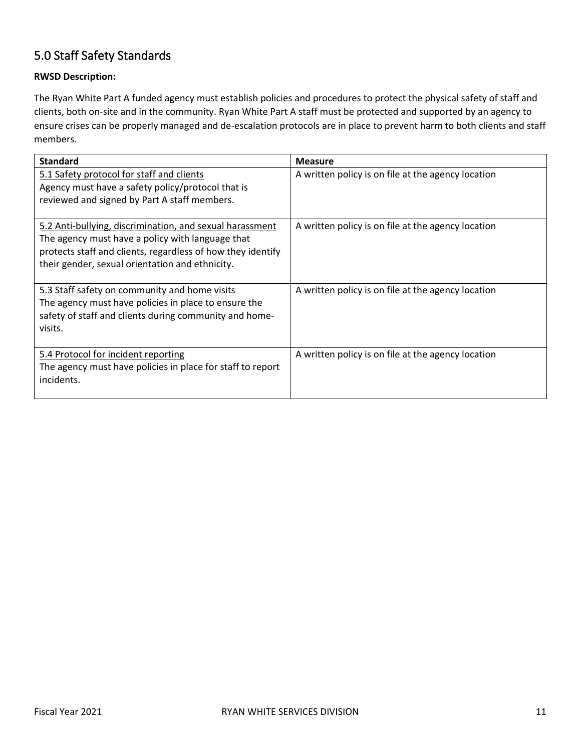## 5.0 Staff Safety Standards

**RWSD Description:**

The Ryan White Part A funded agency must establish policies and procedures to protect the physical safety of staff and clients, both on-site and in the community. Ryan White Part A staff must be protected and supported by an agency to ensure crises can be properly managed and de-escalation protocols are in place to prevent harm to both clients and staff members.

| Standard | Measure |
| --- | --- |
| 5.1 Safety protocol for staff and clients<br>Agency must have a safety policy/protocol that is reviewed and signed by Part A staff members. | A written policy is on file at the agency location |
| 5.2 Anti-bullying, discrimination, and sexual harassment<br>The agency must have a policy with language that protects staff and clients, regardless of how they identify their gender, sexual orientation and ethnicity. | A written policy is on file at the agency location |
| 5.3 Staff safety on community and home visits<br>The agency must have policies in place to ensure the safety of staff and clients during community and home-visits. | A written policy is on file at the agency location |
| 5.4 Protocol for incident reporting<br>The agency must have policies in place for staff to report incidents. | A written policy is on file at the agency location |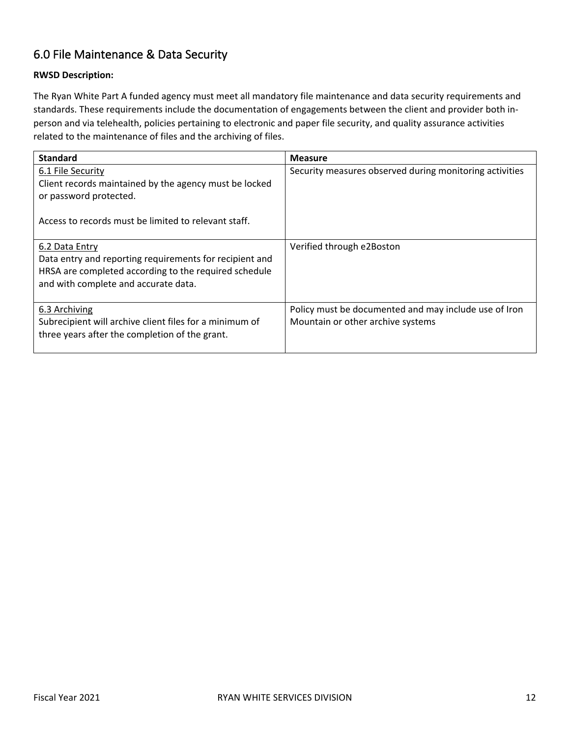## 6.0 File Maintenance & Data Security

**RWSD Description:**

The Ryan White Part A funded agency must meet all mandatory file maintenance and data security requirements and standards. These requirements include the documentation of engagements between the client and provider both in-person and via telehealth, policies pertaining to electronic and paper file security, and quality assurance activities related to the maintenance of files and the archiving of files.

| Standard | Measure |
|---|---|
| 6.1 File Security<br>Client records maintained by the agency must be locked or password protected.<br><br>Access to records must be limited to relevant staff. | Security measures observed during monitoring activities |
| 6.2 Data Entry<br>Data entry and reporting requirements for recipient and HRSA are completed according to the required schedule and with complete and accurate data. | Verified through e2Boston |
| 6.3 Archiving<br>Subrecipient will archive client files for a minimum of three years after the completion of the grant. | Policy must be documented and may include use of Iron Mountain or other archive systems |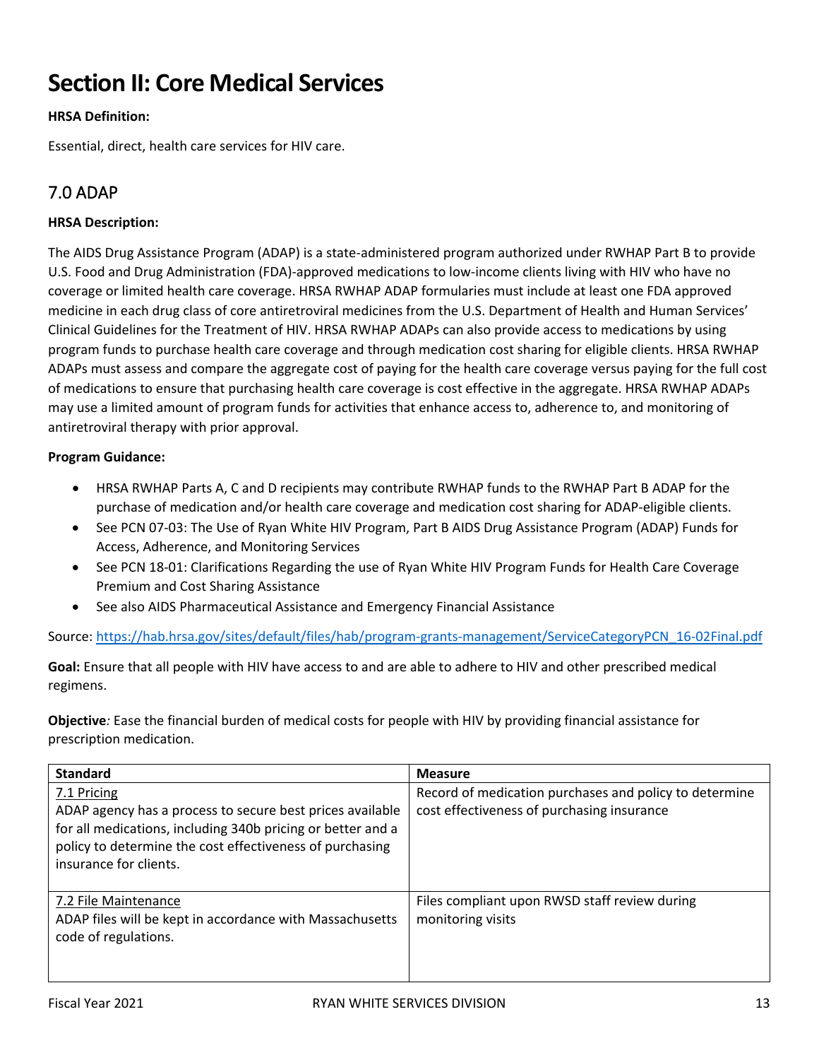# Section II: Core Medical Services

**HRSA Definition:**

Essential, direct, health care services for HIV care.

## 7.0 ADAP

**HRSA Description:**

The AIDS Drug Assistance Program (ADAP) is a state-administered program authorized under RWHAP Part B to provide U.S. Food and Drug Administration (FDA)-approved medications to low-income clients living with HIV who have no coverage or limited health care coverage. HRSA RWHAP ADAP formularies must include at least one FDA approved medicine in each drug class of core antiretroviral medicines from the U.S. Department of Health and Human Services' Clinical Guidelines for the Treatment of HIV. HRSA RWHAP ADAPs can also provide access to medications by using program funds to purchase health care coverage and through medication cost sharing for eligible clients. HRSA RWHAP ADAPs must assess and compare the aggregate cost of paying for the health care coverage versus paying for the full cost of medications to ensure that purchasing health care coverage is cost effective in the aggregate. HRSA RWHAP ADAPs may use a limited amount of program funds for activities that enhance access to, adherence to, and monitoring of antiretroviral therapy with prior approval.

**Program Guidance:**

- HRSA RWHAP Parts A, C and D recipients may contribute RWHAP funds to the RWHAP Part B ADAP for the purchase of medication and/or health care coverage and medication cost sharing for ADAP-eligible clients.
- See PCN 07-03: The Use of Ryan White HIV Program, Part B AIDS Drug Assistance Program (ADAP) Funds for Access, Adherence, and Monitoring Services
- See PCN 18-01: Clarifications Regarding the use of Ryan White HIV Program Funds for Health Care Coverage Premium and Cost Sharing Assistance
- See also AIDS Pharmaceutical Assistance and Emergency Financial Assistance

Source: https://hab.hrsa.gov/sites/default/files/hab/program-grants-management/ServiceCategoryPCN_16-02Final.pdf

**Goal:** Ensure that all people with HIV have access to and are able to adhere to HIV and other prescribed medical regimens.

**Objective***:* Ease the financial burden of medical costs for people with HIV by providing financial assistance for prescription medication.

| Standard | Measure |
|---|---|
| 7.1 Pricing<br>ADAP agency has a process to secure best prices available for all medications, including 340b pricing or better and a policy to determine the cost effectiveness of purchasing insurance for clients. | Record of medication purchases and policy to determine cost effectiveness of purchasing insurance |
| 7.2 File Maintenance<br>ADAP files will be kept in accordance with Massachusetts code of regulations. | Files compliant upon RWSD staff review during monitoring visits |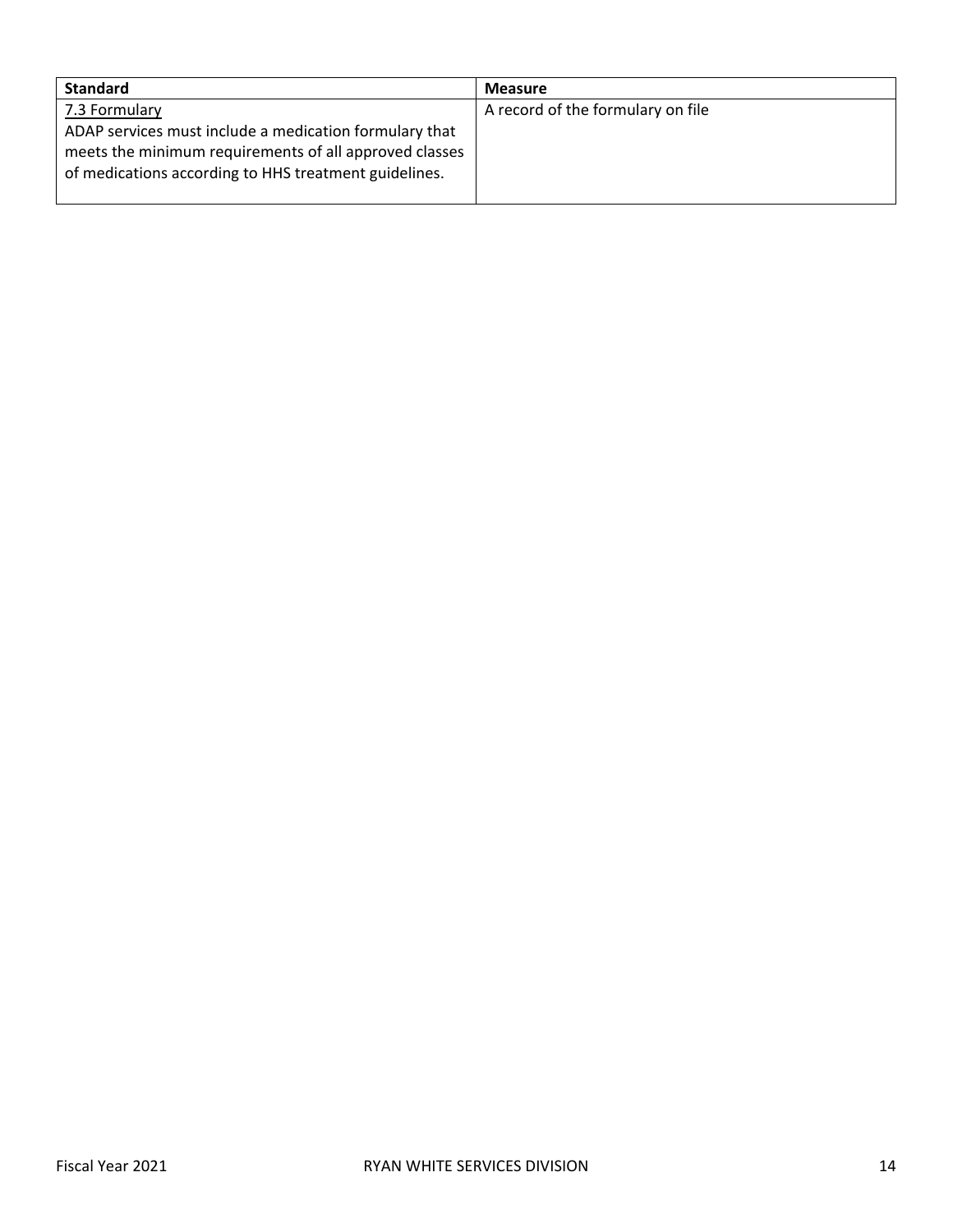| Standard | Measure |
|---|---|
| 7.3 Formulary<br>ADAP services must include a medication formulary that meets the minimum requirements of all approved classes of medications according to HHS treatment guidelines. | A record of the formulary on file |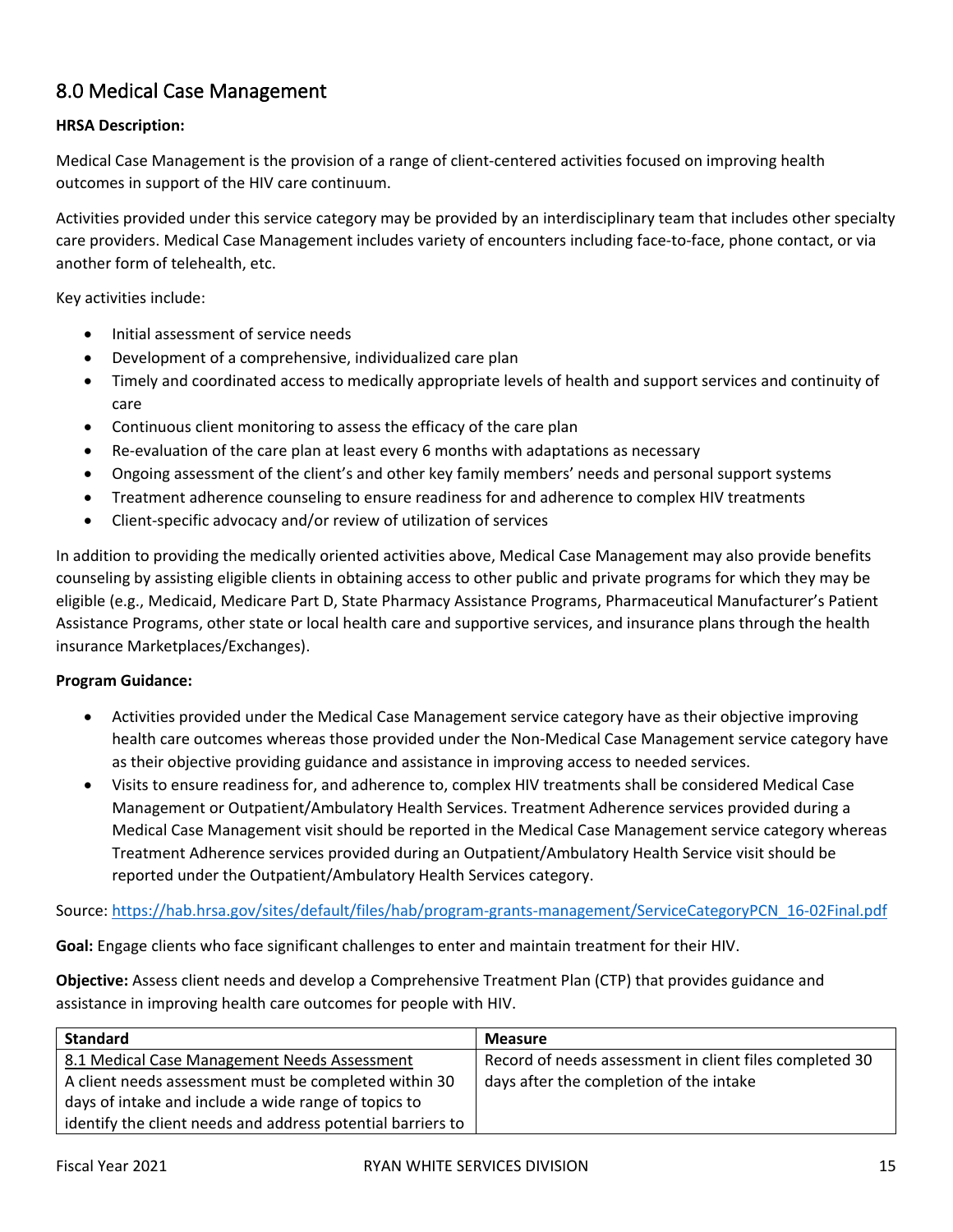## 8.0 Medical Case Management

**HRSA Description:**

Medical Case Management is the provision of a range of client-centered activities focused on improving health outcomes in support of the HIV care continuum.

Activities provided under this service category may be provided by an interdisciplinary team that includes other specialty care providers. Medical Case Management includes variety of encounters including face-to-face, phone contact, or via another form of telehealth, etc.

Key activities include:

- Initial assessment of service needs
- Development of a comprehensive, individualized care plan
- Timely and coordinated access to medically appropriate levels of health and support services and continuity of care
- Continuous client monitoring to assess the efficacy of the care plan
- Re-evaluation of the care plan at least every 6 months with adaptations as necessary
- Ongoing assessment of the client's and other key family members' needs and personal support systems
- Treatment adherence counseling to ensure readiness for and adherence to complex HIV treatments
- Client-specific advocacy and/or review of utilization of services

In addition to providing the medically oriented activities above, Medical Case Management may also provide benefits counseling by assisting eligible clients in obtaining access to other public and private programs for which they may be eligible (e.g., Medicaid, Medicare Part D, State Pharmacy Assistance Programs, Pharmaceutical Manufacturer's Patient Assistance Programs, other state or local health care and supportive services, and insurance plans through the health insurance Marketplaces/Exchanges).

**Program Guidance:**

- Activities provided under the Medical Case Management service category have as their objective improving health care outcomes whereas those provided under the Non-Medical Case Management service category have as their objective providing guidance and assistance in improving access to needed services.
- Visits to ensure readiness for, and adherence to, complex HIV treatments shall be considered Medical Case Management or Outpatient/Ambulatory Health Services. Treatment Adherence services provided during a Medical Case Management visit should be reported in the Medical Case Management service category whereas Treatment Adherence services provided during an Outpatient/Ambulatory Health Service visit should be reported under the Outpatient/Ambulatory Health Services category.

Source: https://hab.hrsa.gov/sites/default/files/hab/program-grants-management/ServiceCategoryPCN_16-02Final.pdf

**Goal:** Engage clients who face significant challenges to enter and maintain treatment for their HIV.

**Objective:** Assess client needs and develop a Comprehensive Treatment Plan (CTP) that provides guidance and assistance in improving health care outcomes for people with HIV.

| Standard | Measure |
|---|---|
| 8.1 Medical Case Management Needs Assessment<br>A client needs assessment must be completed within 30 days of intake and include a wide range of topics to identify the client needs and address potential barriers to | Record of needs assessment in client files completed 30 days after the completion of the intake |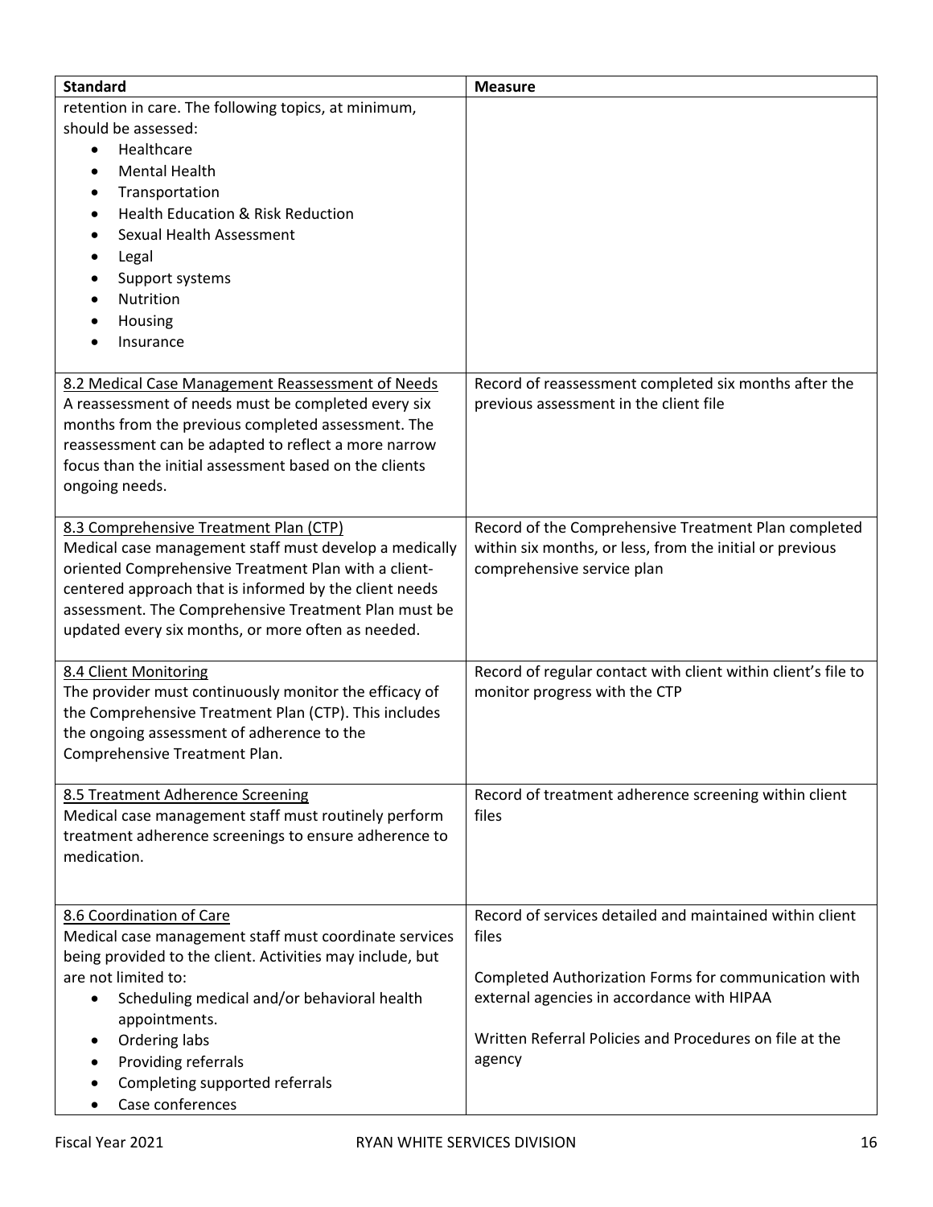| Standard | Measure |
|---|---|
| retention in care. The following topics, at minimum, should be assessed:<br>• Healthcare<br>• Mental Health<br>• Transportation<br>• Health Education & Risk Reduction<br>• Sexual Health Assessment<br>• Legal<br>• Support systems<br>• Nutrition<br>• Housing<br>• Insurance | |
| 8.2 Medical Case Management Reassessment of Needs<br>A reassessment of needs must be completed every six months from the previous completed assessment. The reassessment can be adapted to reflect a more narrow focus than the initial assessment based on the clients ongoing needs. | Record of reassessment completed six months after the previous assessment in the client file |
| 8.3 Comprehensive Treatment Plan (CTP)<br>Medical case management staff must develop a medically oriented Comprehensive Treatment Plan with a client-centered approach that is informed by the client needs assessment. The Comprehensive Treatment Plan must be updated every six months, or more often as needed. | Record of the Comprehensive Treatment Plan completed within six months, or less, from the initial or previous comprehensive service plan |
| 8.4 Client Monitoring<br>The provider must continuously monitor the efficacy of the Comprehensive Treatment Plan (CTP). This includes the ongoing assessment of adherence to the Comprehensive Treatment Plan. | Record of regular contact with client within client's file to monitor progress with the CTP |
| 8.5 Treatment Adherence Screening<br>Medical case management staff must routinely perform treatment adherence screenings to ensure adherence to medication. | Record of treatment adherence screening within client files |
| 8.6 Coordination of Care<br>Medical case management staff must coordinate services being provided to the client. Activities may include, but are not limited to:<br>• Scheduling medical and/or behavioral health appointments.<br>• Ordering labs<br>• Providing referrals<br>• Completing supported referrals<br>• Case conferences | Record of services detailed and maintained within client files<br><br>Completed Authorization Forms for communication with external agencies in accordance with HIPAA<br><br>Written Referral Policies and Procedures on file at the agency |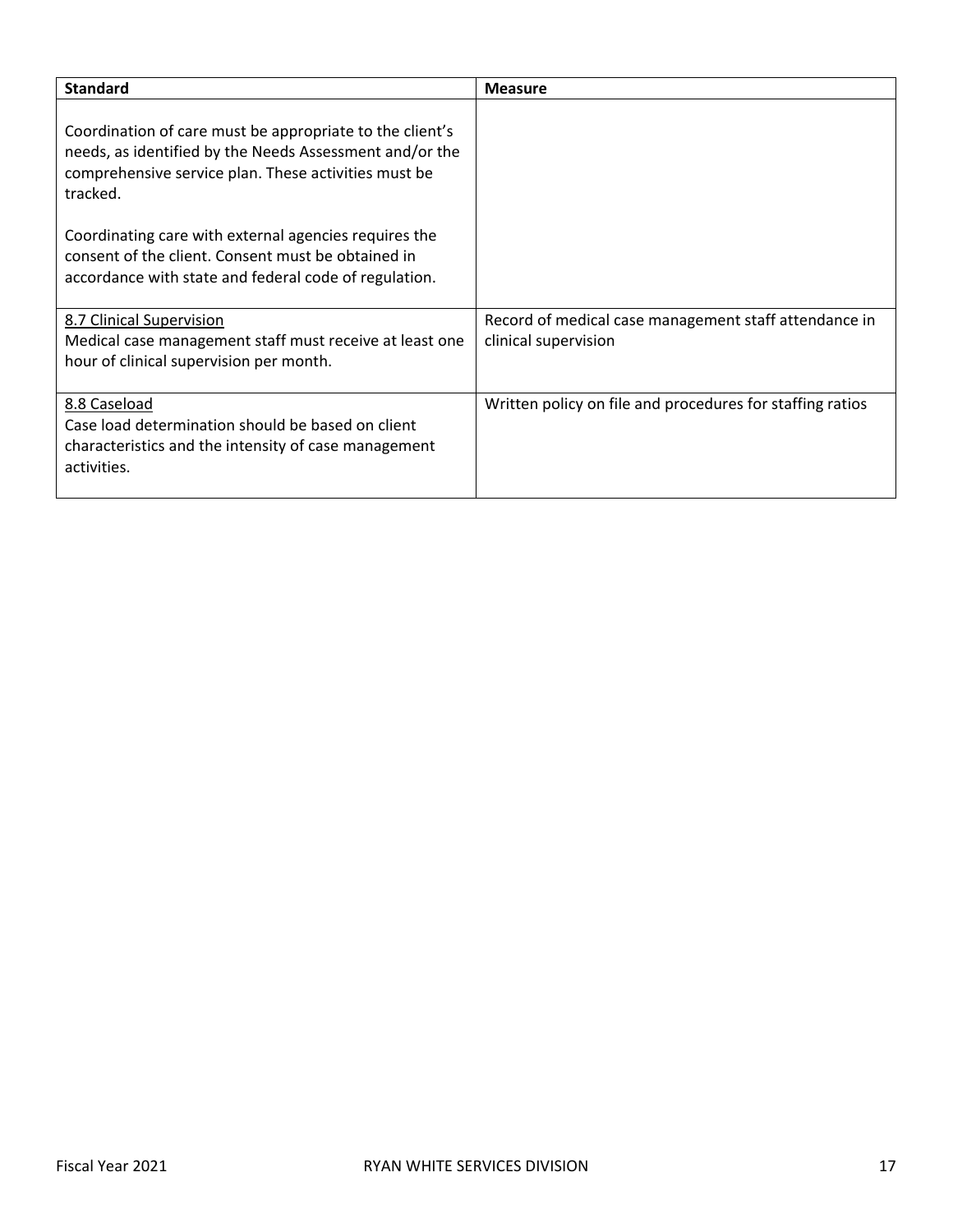| Standard | Measure |
|---|---|
| Coordination of care must be appropriate to the client's needs, as identified by the Needs Assessment and/or the comprehensive service plan. These activities must be tracked.<br><br>Coordinating care with external agencies requires the consent of the client. Consent must be obtained in accordance with state and federal code of regulation. | |
| <u>8.7 Clinical Supervision</u><br>Medical case management staff must receive at least one hour of clinical supervision per month. | Record of medical case management staff attendance in clinical supervision |
| <u>8.8 Caseload</u><br>Case load determination should be based on client characteristics and the intensity of case management activities. | Written policy on file and procedures for staffing ratios |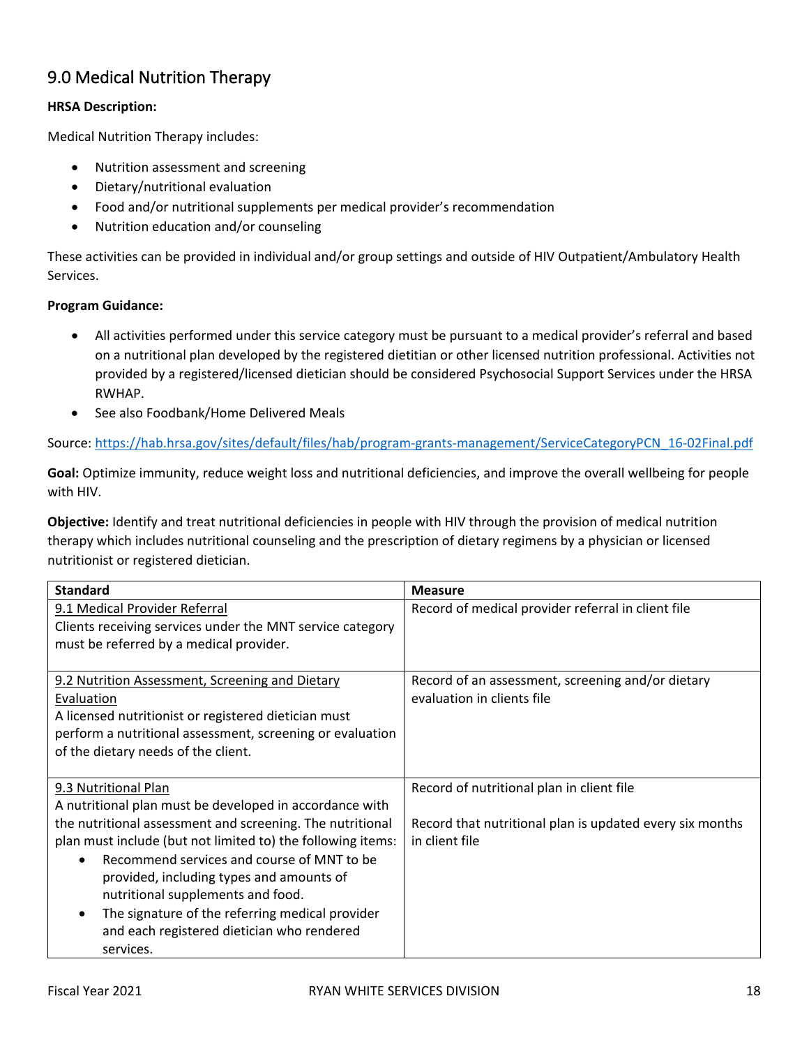## 9.0 Medical Nutrition Therapy

**HRSA Description:**

Medical Nutrition Therapy includes:

- Nutrition assessment and screening
- Dietary/nutritional evaluation
- Food and/or nutritional supplements per medical provider's recommendation
- Nutrition education and/or counseling

These activities can be provided in individual and/or group settings and outside of HIV Outpatient/Ambulatory Health Services.

**Program Guidance:**

- All activities performed under this service category must be pursuant to a medical provider's referral and based on a nutritional plan developed by the registered dietitian or other licensed nutrition professional. Activities not provided by a registered/licensed dietician should be considered Psychosocial Support Services under the HRSA RWHAP.
- See also Foodbank/Home Delivered Meals

Source: https://hab.hrsa.gov/sites/default/files/hab/program-grants-management/ServiceCategoryPCN_16-02Final.pdf

**Goal:** Optimize immunity, reduce weight loss and nutritional deficiencies, and improve the overall wellbeing for people with HIV.

**Objective:** Identify and treat nutritional deficiencies in people with HIV through the provision of medical nutrition therapy which includes nutritional counseling and the prescription of dietary regimens by a physician or licensed nutritionist or registered dietician.

| Standard | Measure |
|---|---|
| 9.1 Medical Provider Referral<br>Clients receiving services under the MNT service category must be referred by a medical provider. | Record of medical provider referral in client file |
| 9.2 Nutrition Assessment, Screening and Dietary Evaluation<br>A licensed nutritionist or registered dietician must perform a nutritional assessment, screening or evaluation of the dietary needs of the client. | Record of an assessment, screening and/or dietary evaluation in clients file |
| 9.3 Nutritional Plan<br>A nutritional plan must be developed in accordance with the nutritional assessment and screening. The nutritional plan must include (but not limited to) the following items:<br>• Recommend services and course of MNT to be provided, including types and amounts of nutritional supplements and food.<br>• The signature of the referring medical provider and each registered dietician who rendered services. | Record of nutritional plan in client file<br><br>Record that nutritional plan is updated every six months in client file |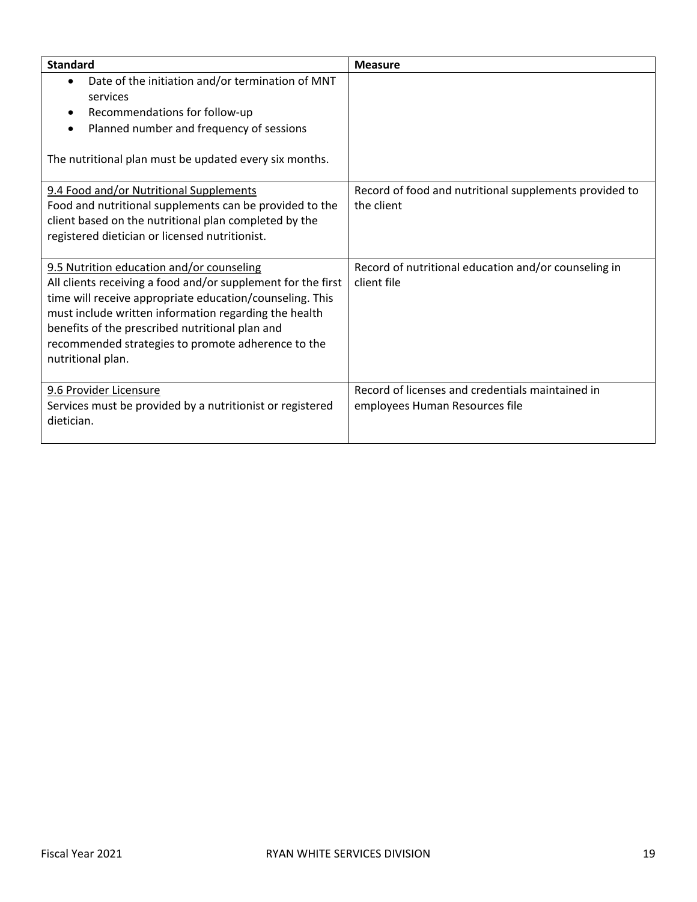| Standard | Measure |
|---|---|
| • Date of the initiation and/or termination of MNT services<br>• Recommendations for follow-up<br>• Planned number and frequency of sessions<br><br>The nutritional plan must be updated every six months. | |
| <u>9.4 Food and/or Nutritional Supplements</u><br>Food and nutritional supplements can be provided to the client based on the nutritional plan completed by the registered dietician or licensed nutritionist. | Record of food and nutritional supplements provided to the client |
| <u>9.5 Nutrition education and/or counseling</u><br>All clients receiving a food and/or supplement for the first time will receive appropriate education/counseling. This must include written information regarding the health benefits of the prescribed nutritional plan and recommended strategies to promote adherence to the nutritional plan. | Record of nutritional education and/or counseling in client file |
| <u>9.6 Provider Licensure</u><br>Services must be provided by a nutritionist or registered dietician. | Record of licenses and credentials maintained in employees Human Resources file |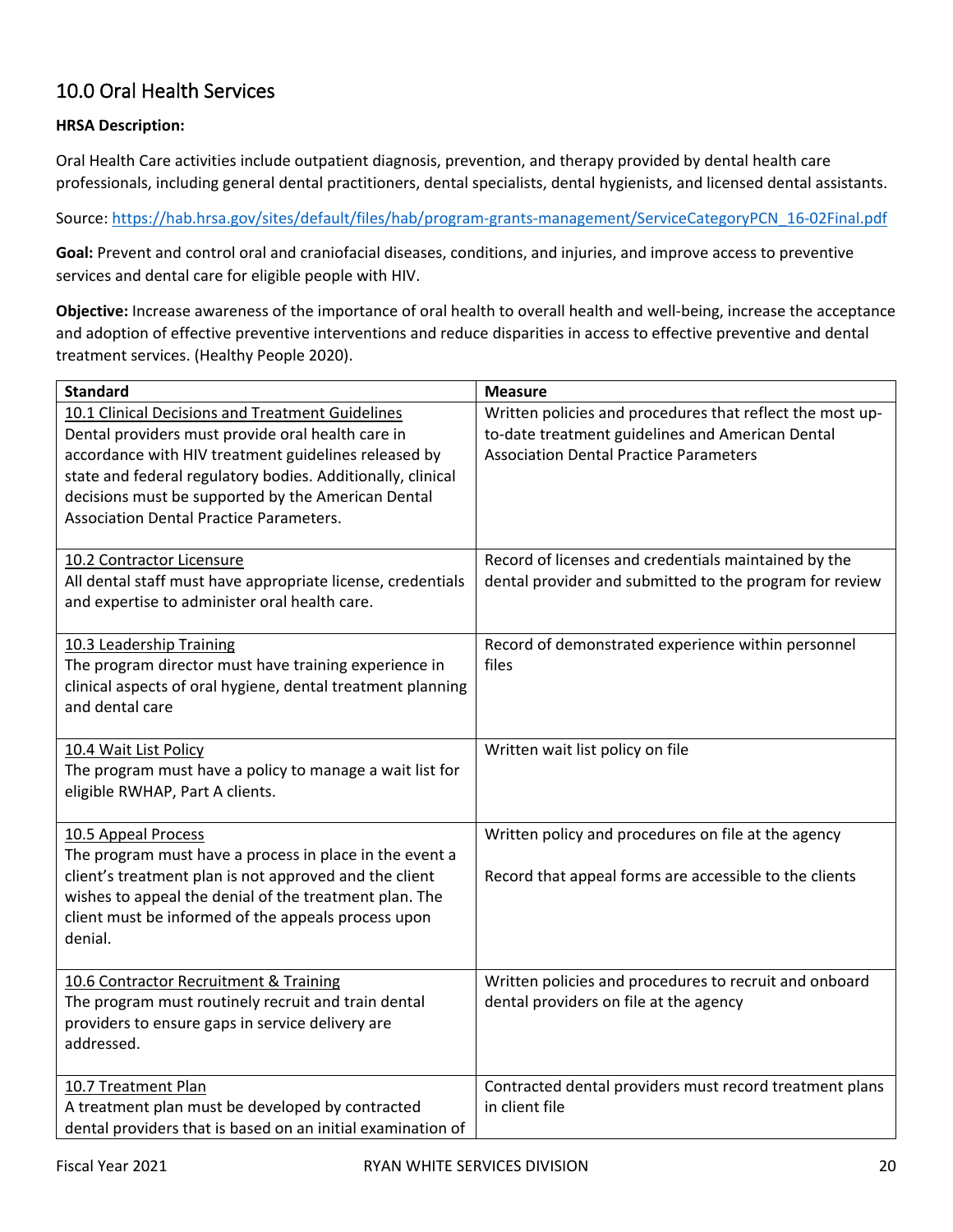## 10.0 Oral Health Services

**HRSA Description:**

Oral Health Care activities include outpatient diagnosis, prevention, and therapy provided by dental health care professionals, including general dental practitioners, dental specialists, dental hygienists, and licensed dental assistants.

Source: https://hab.hrsa.gov/sites/default/files/hab/program-grants-management/ServiceCategoryPCN_16-02Final.pdf

**Goal:** Prevent and control oral and craniofacial diseases, conditions, and injuries, and improve access to preventive services and dental care for eligible people with HIV.

**Objective:** Increase awareness of the importance of oral health to overall health and well-being, increase the acceptance and adoption of effective preventive interventions and reduce disparities in access to effective preventive and dental treatment services. (Healthy People 2020).

| Standard | Measure |
|---|---|
| 10.1 Clinical Decisions and Treatment Guidelines<br>Dental providers must provide oral health care in accordance with HIV treatment guidelines released by state and federal regulatory bodies. Additionally, clinical decisions must be supported by the American Dental Association Dental Practice Parameters. | Written policies and procedures that reflect the most up-to-date treatment guidelines and American Dental Association Dental Practice Parameters |
| 10.2 Contractor Licensure<br>All dental staff must have appropriate license, credentials and expertise to administer oral health care. | Record of licenses and credentials maintained by the dental provider and submitted to the program for review |
| 10.3 Leadership Training<br>The program director must have training experience in clinical aspects of oral hygiene, dental treatment planning and dental care | Record of demonstrated experience within personnel files |
| 10.4 Wait List Policy<br>The program must have a policy to manage a wait list for eligible RWHAP, Part A clients. | Written wait list policy on file |
| 10.5 Appeal Process<br>The program must have a process in place in the event a client's treatment plan is not approved and the client wishes to appeal the denial of the treatment plan. The client must be informed of the appeals process upon denial. | Written policy and procedures on file at the agency<br><br>Record that appeal forms are accessible to the clients |
| 10.6 Contractor Recruitment & Training<br>The program must routinely recruit and train dental providers to ensure gaps in service delivery are addressed. | Written policies and procedures to recruit and onboard dental providers on file at the agency |
| 10.7 Treatment Plan<br>A treatment plan must be developed by contracted dental providers that is based on an initial examination of | Contracted dental providers must record treatment plans in client file |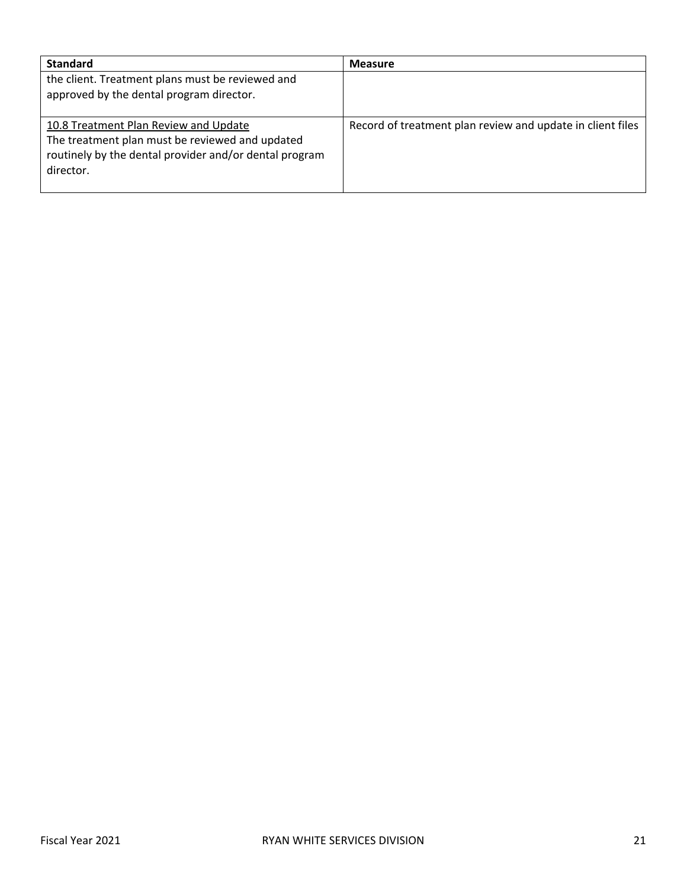| Standard | Measure |
| --- | --- |
| the client. Treatment plans must be reviewed and approved by the dental program director. | |
| <u>10.8 Treatment Plan Review and Update</u><br>The treatment plan must be reviewed and updated routinely by the dental provider and/or dental program director. | Record of treatment plan review and update in client files |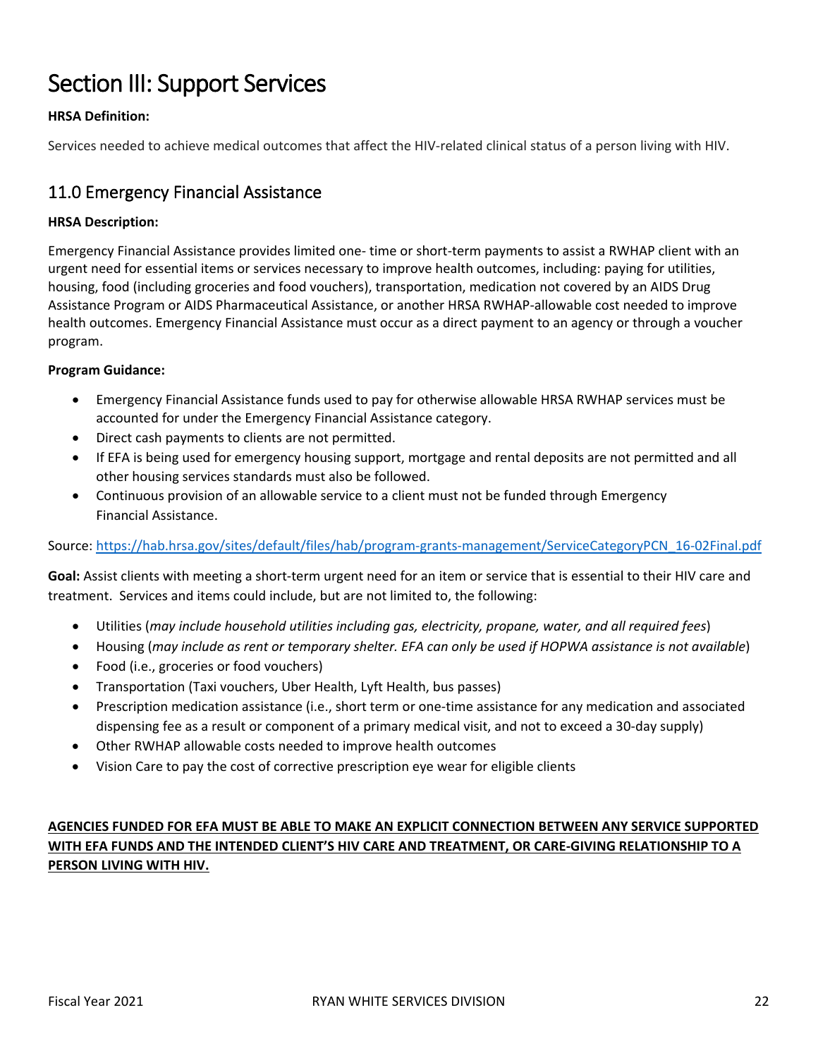# Section III: Support Services

**HRSA Definition:**

Services needed to achieve medical outcomes that affect the HIV-related clinical status of a person living with HIV.

## 11.0 Emergency Financial Assistance

**HRSA Description:**

Emergency Financial Assistance provides limited one- time or short-term payments to assist a RWHAP client with an urgent need for essential items or services necessary to improve health outcomes, including: paying for utilities, housing, food (including groceries and food vouchers), transportation, medication not covered by an AIDS Drug Assistance Program or AIDS Pharmaceutical Assistance, or another HRSA RWHAP-allowable cost needed to improve health outcomes. Emergency Financial Assistance must occur as a direct payment to an agency or through a voucher program.

**Program Guidance:**

- Emergency Financial Assistance funds used to pay for otherwise allowable HRSA RWHAP services must be accounted for under the Emergency Financial Assistance category.
- Direct cash payments to clients are not permitted.
- If EFA is being used for emergency housing support, mortgage and rental deposits are not permitted and all other housing services standards must also be followed.
- Continuous provision of an allowable service to a client must not be funded through Emergency Financial Assistance.

Source: [https://hab.hrsa.gov/sites/default/files/hab/program-grants-management/ServiceCategoryPCN_16-02Final.pdf](https://hab.hrsa.gov/sites/default/files/hab/program-grants-management/ServiceCategoryPCN_16-02Final.pdf)

**Goal:** Assist clients with meeting a short-term urgent need for an item or service that is essential to their HIV care and treatment. Services and items could include, but are not limited to, the following:

- Utilities (*may include household utilities including gas, electricity, propane, water, and all required fees*)
- Housing (*may include as rent or temporary shelter. EFA can only be used if HOPWA assistance is not available*)
- Food (i.e., groceries or food vouchers)
- Transportation (Taxi vouchers, Uber Health, Lyft Health, bus passes)
- Prescription medication assistance (i.e., short term or one-time assistance for any medication and associated dispensing fee as a result or component of a primary medical visit, and not to exceed a 30-day supply)
- Other RWHAP allowable costs needed to improve health outcomes
- Vision Care to pay the cost of corrective prescription eye wear for eligible clients

<u>**AGENCIES FUNDED FOR EFA MUST BE ABLE TO MAKE AN EXPLICIT CONNECTION BETWEEN ANY SERVICE SUPPORTED WITH EFA FUNDS AND THE INTENDED CLIENT'S HIV CARE AND TREATMENT, OR CARE-GIVING RELATIONSHIP TO A PERSON LIVING WITH HIV.**</u>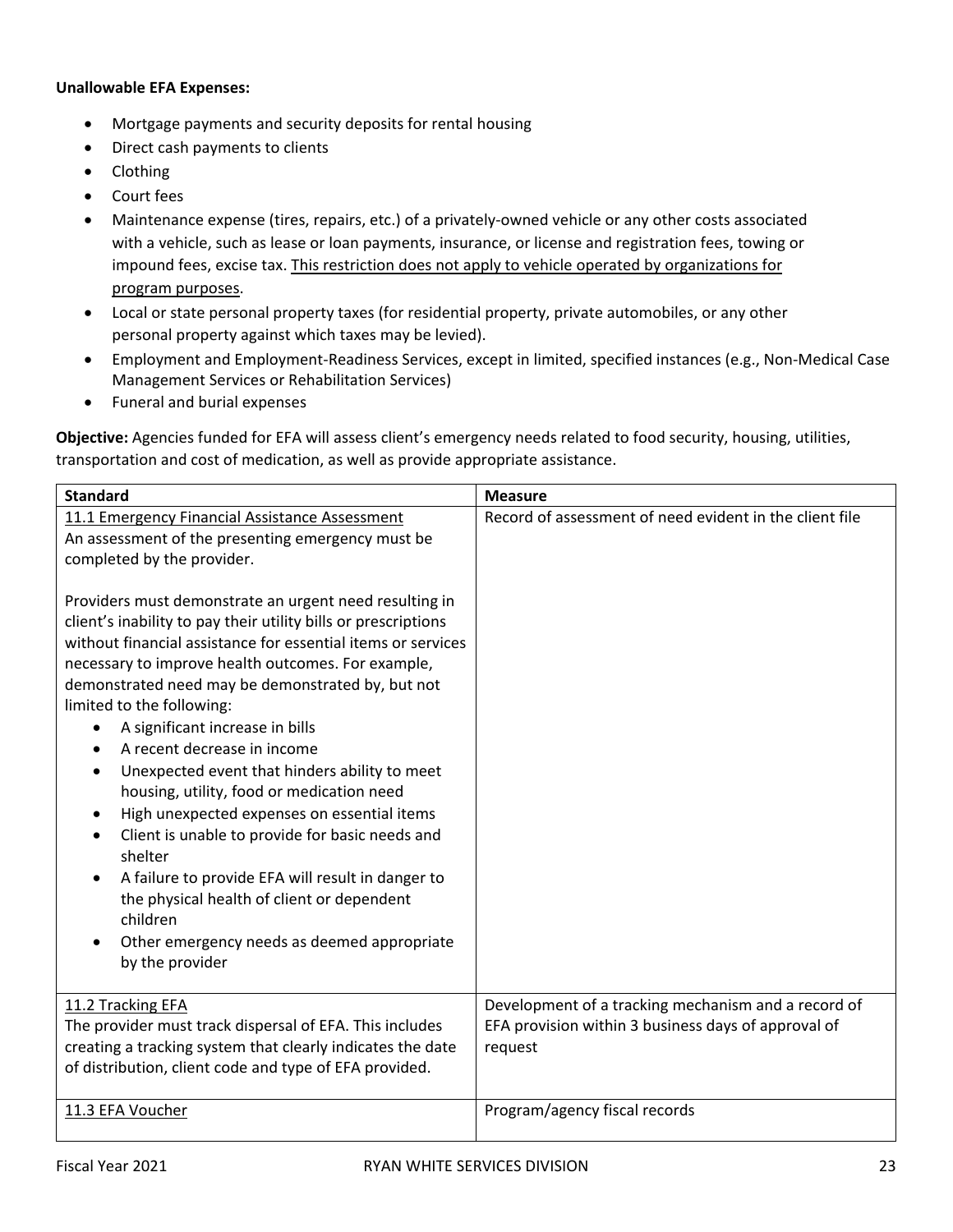**Unallowable EFA Expenses:**

- Mortgage payments and security deposits for rental housing
- Direct cash payments to clients
- Clothing
- Court fees
- Maintenance expense (tires, repairs, etc.) of a privately-owned vehicle or any other costs associated with a vehicle, such as lease or loan payments, insurance, or license and registration fees, towing or impound fees, excise tax. This restriction does not apply to vehicle operated by organizations for program purposes.
- Local or state personal property taxes (for residential property, private automobiles, or any other personal property against which taxes may be levied).
- Employment and Employment-Readiness Services, except in limited, specified instances (e.g., Non-Medical Case Management Services or Rehabilitation Services)
- Funeral and burial expenses

**Objective:** Agencies funded for EFA will assess client's emergency needs related to food security, housing, utilities, transportation and cost of medication, as well as provide appropriate assistance.

| Standard | Measure |
|---|---|
| 11.1 Emergency Financial Assistance Assessment<br>An assessment of the presenting emergency must be completed by the provider.<br><br>Providers must demonstrate an urgent need resulting in client's inability to pay their utility bills or prescriptions without financial assistance for essential items or services necessary to improve health outcomes. For example, demonstrated need may be demonstrated by, but not limited to the following:<br>• A significant increase in bills<br>• A recent decrease in income<br>• Unexpected event that hinders ability to meet housing, utility, food or medication need<br>• High unexpected expenses on essential items<br>• Client is unable to provide for basic needs and shelter<br>• A failure to provide EFA will result in danger to the physical health of client or dependent children<br>• Other emergency needs as deemed appropriate by the provider | Record of assessment of need evident in the client file |
| 11.2 Tracking EFA<br>The provider must track dispersal of EFA. This includes creating a tracking system that clearly indicates the date of distribution, client code and type of EFA provided. | Development of a tracking mechanism and a record of EFA provision within 3 business days of approval of request |
| 11.3 EFA Voucher | Program/agency fiscal records |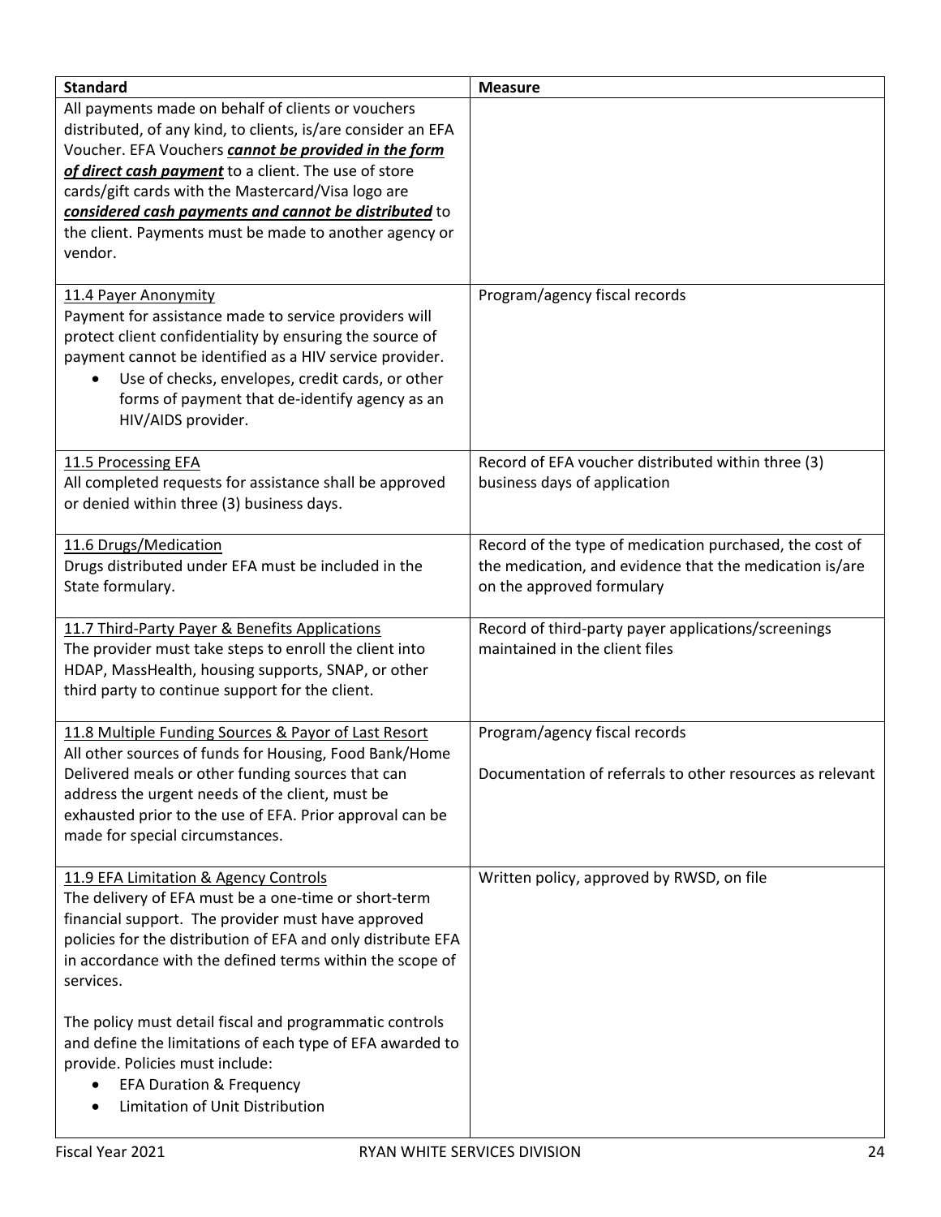| Standard | Measure |
|---|---|
| All payments made on behalf of clients or vouchers distributed, of any kind, to clients, is/are consider an EFA Voucher. EFA Vouchers ***cannot be provided in the form of direct cash payment*** to a client. The use of store cards/gift cards with the Mastercard/Visa logo are ***considered cash payments and cannot be distributed*** to the client. Payments must be made to another agency or vendor. | |
| 11.4 Payer Anonymity<br>Payment for assistance made to service providers will protect client confidentiality by ensuring the source of payment cannot be identified as a HIV service provider.<br>• Use of checks, envelopes, credit cards, or other forms of payment that de-identify agency as an HIV/AIDS provider. | Program/agency fiscal records |
| 11.5 Processing EFA<br>All completed requests for assistance shall be approved or denied within three (3) business days. | Record of EFA voucher distributed within three (3) business days of application |
| 11.6 Drugs/Medication<br>Drugs distributed under EFA must be included in the State formulary. | Record of the type of medication purchased, the cost of the medication, and evidence that the medication is/are on the approved formulary |
| 11.7 Third-Party Payer & Benefits Applications<br>The provider must take steps to enroll the client into HDAP, MassHealth, housing supports, SNAP, or other third party to continue support for the client. | Record of third-party payer applications/screenings maintained in the client files |
| 11.8 Multiple Funding Sources & Payor of Last Resort<br>All other sources of funds for Housing, Food Bank/Home Delivered meals or other funding sources that can address the urgent needs of the client, must be exhausted prior to the use of EFA. Prior approval can be made for special circumstances. | Program/agency fiscal records<br><br>Documentation of referrals to other resources as relevant |
| 11.9 EFA Limitation & Agency Controls<br>The delivery of EFA must be a one-time or short-term financial support. The provider must have approved policies for the distribution of EFA and only distribute EFA in accordance with the defined terms within the scope of services.<br><br>The policy must detail fiscal and programmatic controls and define the limitations of each type of EFA awarded to provide. Policies must include:<br>• EFA Duration & Frequency<br>• Limitation of Unit Distribution | Written policy, approved by RWSD, on file |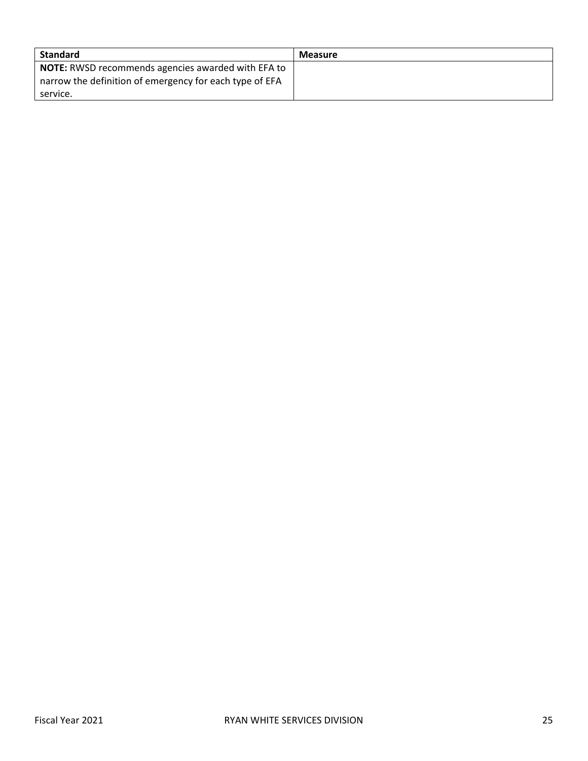| Standard | Measure |
| --- | --- |
| **NOTE:** RWSD recommends agencies awarded with EFA to narrow the definition of emergency for each type of EFA service. | |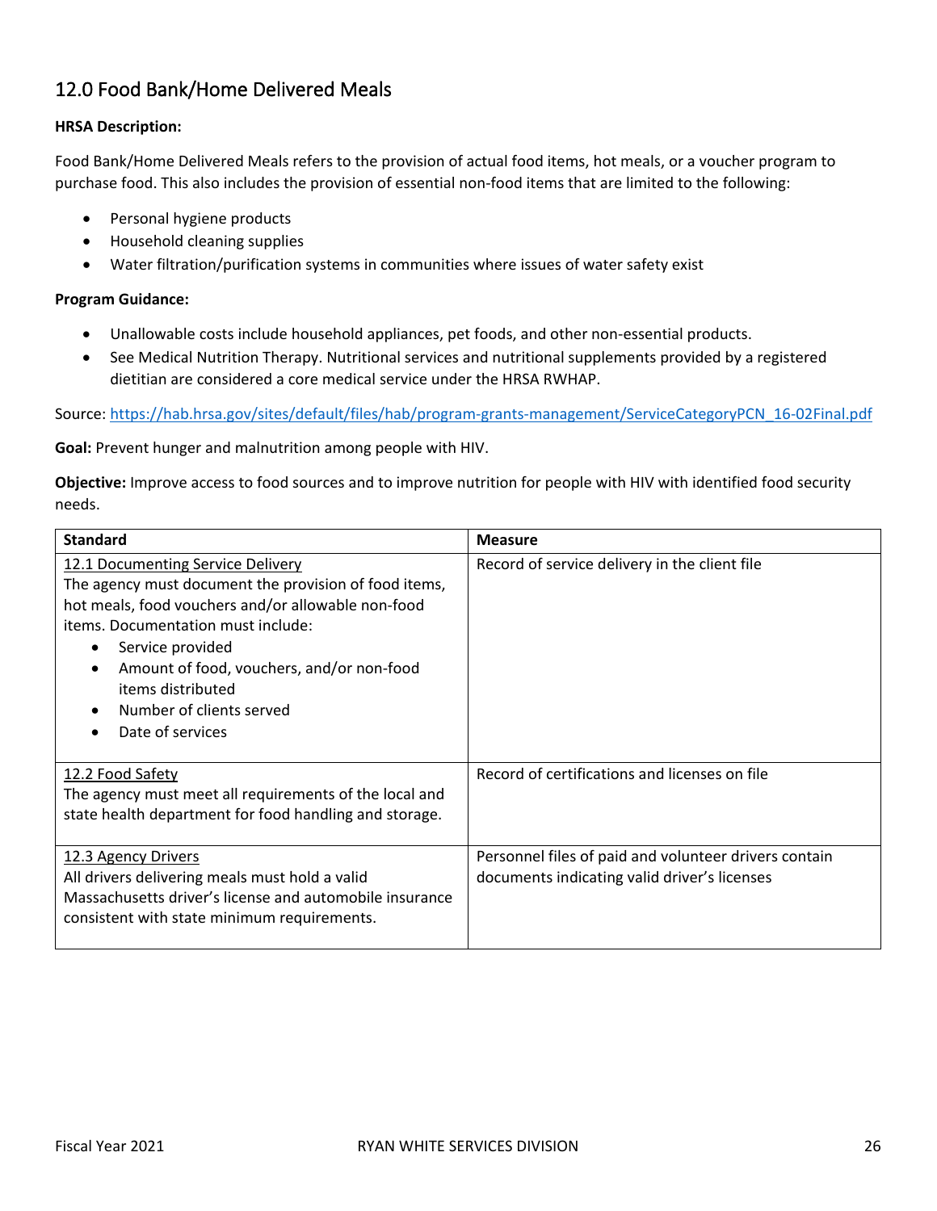## 12.0 Food Bank/Home Delivered Meals

**HRSA Description:**

Food Bank/Home Delivered Meals refers to the provision of actual food items, hot meals, or a voucher program to purchase food. This also includes the provision of essential non-food items that are limited to the following:

- Personal hygiene products
- Household cleaning supplies
- Water filtration/purification systems in communities where issues of water safety exist

**Program Guidance:**

- Unallowable costs include household appliances, pet foods, and other non-essential products.
- See Medical Nutrition Therapy. Nutritional services and nutritional supplements provided by a registered dietitian are considered a core medical service under the HRSA RWHAP.

Source: https://hab.hrsa.gov/sites/default/files/hab/program-grants-management/ServiceCategoryPCN_16-02Final.pdf

**Goal:** Prevent hunger and malnutrition among people with HIV.

**Objective:** Improve access to food sources and to improve nutrition for people with HIV with identified food security needs.

| Standard | Measure |
|---|---|
| <u>12.1 Documenting Service Delivery</u><br>The agency must document the provision of food items, hot meals, food vouchers and/or allowable non-food items. Documentation must include:<br>• Service provided<br>• Amount of food, vouchers, and/or non-food items distributed<br>• Number of clients served<br>• Date of services | Record of service delivery in the client file |
| <u>12.2 Food Safety</u><br>The agency must meet all requirements of the local and state health department for food handling and storage. | Record of certifications and licenses on file |
| <u>12.3 Agency Drivers</u><br>All drivers delivering meals must hold a valid Massachusetts driver's license and automobile insurance consistent with state minimum requirements. | Personnel files of paid and volunteer drivers contain documents indicating valid driver's licenses |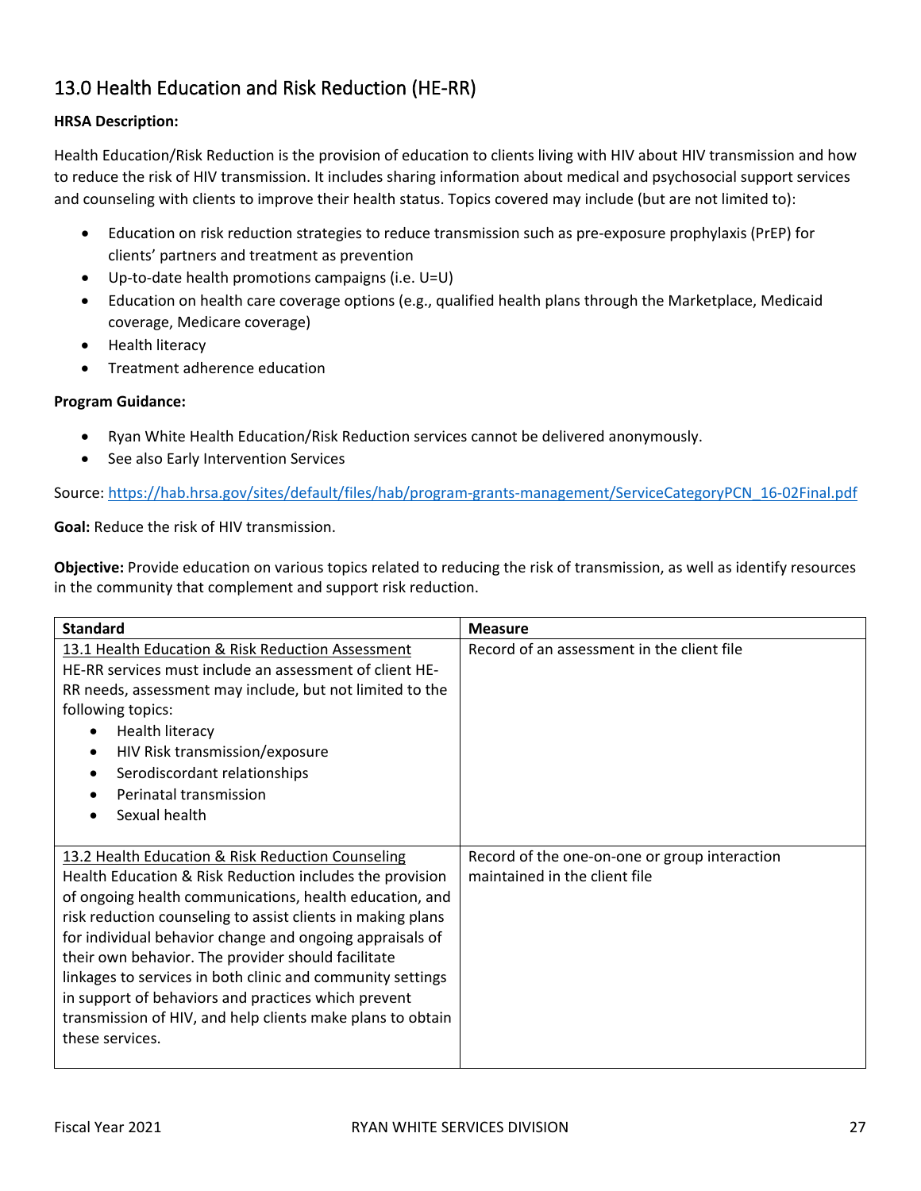## 13.0 Health Education and Risk Reduction (HE-RR)

**HRSA Description:**

Health Education/Risk Reduction is the provision of education to clients living with HIV about HIV transmission and how to reduce the risk of HIV transmission. It includes sharing information about medical and psychosocial support services and counseling with clients to improve their health status. Topics covered may include (but are not limited to):

- Education on risk reduction strategies to reduce transmission such as pre-exposure prophylaxis (PrEP) for clients' partners and treatment as prevention
- Up-to-date health promotions campaigns (i.e. U=U)
- Education on health care coverage options (e.g., qualified health plans through the Marketplace, Medicaid coverage, Medicare coverage)
- Health literacy
- Treatment adherence education

**Program Guidance:**

- Ryan White Health Education/Risk Reduction services cannot be delivered anonymously.
- See also Early Intervention Services

Source: https://hab.hrsa.gov/sites/default/files/hab/program-grants-management/ServiceCategoryPCN_16-02Final.pdf

**Goal:** Reduce the risk of HIV transmission.

**Objective:** Provide education on various topics related to reducing the risk of transmission, as well as identify resources in the community that complement and support risk reduction.

| Standard | Measure |
|---|---|
| 13.1 Health Education & Risk Reduction Assessment<br>HE-RR services must include an assessment of client HE-RR needs, assessment may include, but not limited to the following topics:<br>• Health literacy<br>• HIV Risk transmission/exposure<br>• Serodiscordant relationships<br>• Perinatal transmission<br>• Sexual health | Record of an assessment in the client file |
| 13.2 Health Education & Risk Reduction Counseling<br>Health Education & Risk Reduction includes the provision of ongoing health communications, health education, and risk reduction counseling to assist clients in making plans for individual behavior change and ongoing appraisals of their own behavior. The provider should facilitate linkages to services in both clinic and community settings in support of behaviors and practices which prevent transmission of HIV, and help clients make plans to obtain these services. | Record of the one-on-one or group interaction maintained in the client file |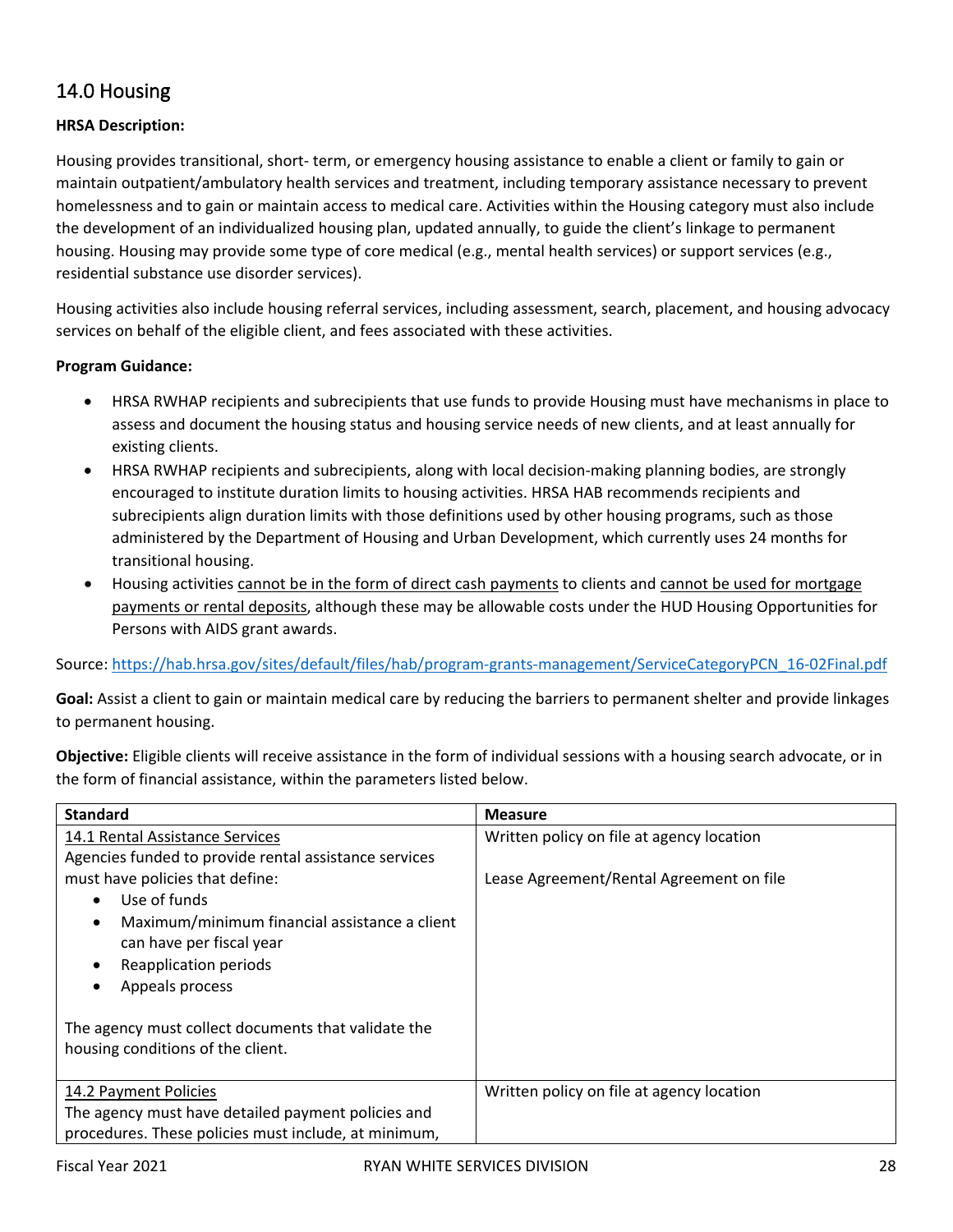## 14.0 Housing

**HRSA Description:**

Housing provides transitional, short- term, or emergency housing assistance to enable a client or family to gain or maintain outpatient/ambulatory health services and treatment, including temporary assistance necessary to prevent homelessness and to gain or maintain access to medical care. Activities within the Housing category must also include the development of an individualized housing plan, updated annually, to guide the client's linkage to permanent housing. Housing may provide some type of core medical (e.g., mental health services) or support services (e.g., residential substance use disorder services).

Housing activities also include housing referral services, including assessment, search, placement, and housing advocacy services on behalf of the eligible client, and fees associated with these activities.

**Program Guidance:**

- HRSA RWHAP recipients and subrecipients that use funds to provide Housing must have mechanisms in place to assess and document the housing status and housing service needs of new clients, and at least annually for existing clients.
- HRSA RWHAP recipients and subrecipients, along with local decision-making planning bodies, are strongly encouraged to institute duration limits to housing activities. HRSA HAB recommends recipients and subrecipients align duration limits with those definitions used by other housing programs, such as those administered by the Department of Housing and Urban Development, which currently uses 24 months for transitional housing.
- Housing activities cannot be in the form of direct cash payments to clients and cannot be used for mortgage payments or rental deposits, although these may be allowable costs under the HUD Housing Opportunities for Persons with AIDS grant awards.

Source: https://hab.hrsa.gov/sites/default/files/hab/program-grants-management/ServiceCategoryPCN_16-02Final.pdf

**Goal:** Assist a client to gain or maintain medical care by reducing the barriers to permanent shelter and provide linkages to permanent housing.

**Objective:** Eligible clients will receive assistance in the form of individual sessions with a housing search advocate, or in the form of financial assistance, within the parameters listed below.

| Standard | Measure |
|---|---|
| 14.1 Rental Assistance Services<br>Agencies funded to provide rental assistance services must have policies that define:<br>• Use of funds<br>• Maximum/minimum financial assistance a client can have per fiscal year<br>• Reapplication periods<br>• Appeals process<br><br>The agency must collect documents that validate the housing conditions of the client. | Written policy on file at agency location<br><br>Lease Agreement/Rental Agreement on file |
| 14.2 Payment Policies<br>The agency must have detailed payment policies and procedures. These policies must include, at minimum, | Written policy on file at agency location |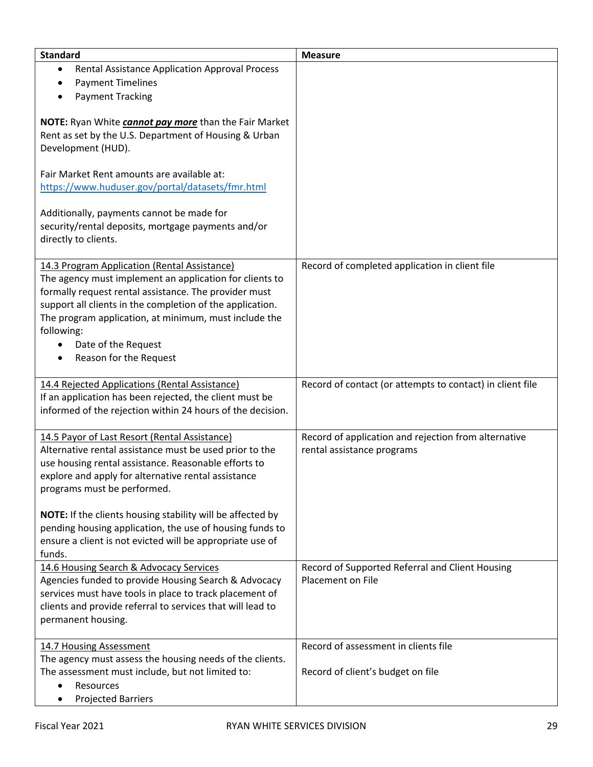| Standard | Measure |
|---|---|
| • Rental Assistance Application Approval Process<br>• Payment Timelines<br>• Payment Tracking<br><br>**NOTE:** Ryan White ***<u>cannot pay more</u>*** than the Fair Market Rent as set by the U.S. Department of Housing & Urban Development (HUD).<br><br>Fair Market Rent amounts are available at: https://www.huduser.gov/portal/datasets/fmr.html<br><br>Additionally, payments cannot be made for security/rental deposits, mortgage payments and/or directly to clients. | |
| <u>14.3 Program Application (Rental Assistance)</u><br>The agency must implement an application for clients to formally request rental assistance. The provider must support all clients in the completion of the application. The program application, at minimum, must include the following:<br>• Date of the Request<br>• Reason for the Request | Record of completed application in client file |
| <u>14.4 Rejected Applications (Rental Assistance)</u><br>If an application has been rejected, the client must be informed of the rejection within 24 hours of the decision. | Record of contact (or attempts to contact) in client file |
| <u>14.5 Payor of Last Resort (Rental Assistance)</u><br>Alternative rental assistance must be used prior to the use housing rental assistance. Reasonable efforts to explore and apply for alternative rental assistance programs must be performed.<br><br>**NOTE:** If the clients housing stability will be affected by pending housing application, the use of housing funds to ensure a client is not evicted will be appropriate use of funds. | Record of application and rejection from alternative rental assistance programs |
| <u>14.6 Housing Search & Advocacy Services</u><br>Agencies funded to provide Housing Search & Advocacy services must have tools in place to track placement of clients and provide referral to services that will lead to permanent housing. | Record of Supported Referral and Client Housing Placement on File |
| <u>14.7 Housing Assessment</u><br>The agency must assess the housing needs of the clients. The assessment must include, but not limited to:<br>• Resources<br>• Projected Barriers | Record of assessment in clients file<br><br>Record of client's budget on file |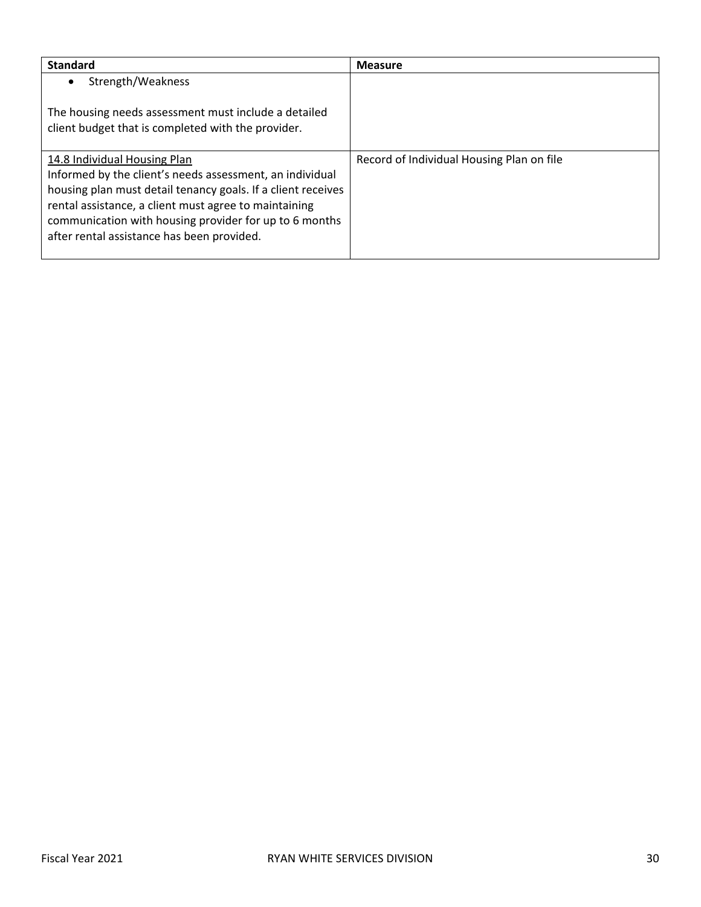| Standard | Measure |
|---|---|
| • Strength/Weakness<br><br>The housing needs assessment must include a detailed client budget that is completed with the provider. | |
| 14.8 Individual Housing Plan<br>Informed by the client's needs assessment, an individual housing plan must detail tenancy goals. If a client receives rental assistance, a client must agree to maintaining communication with housing provider for up to 6 months after rental assistance has been provided. | Record of Individual Housing Plan on file |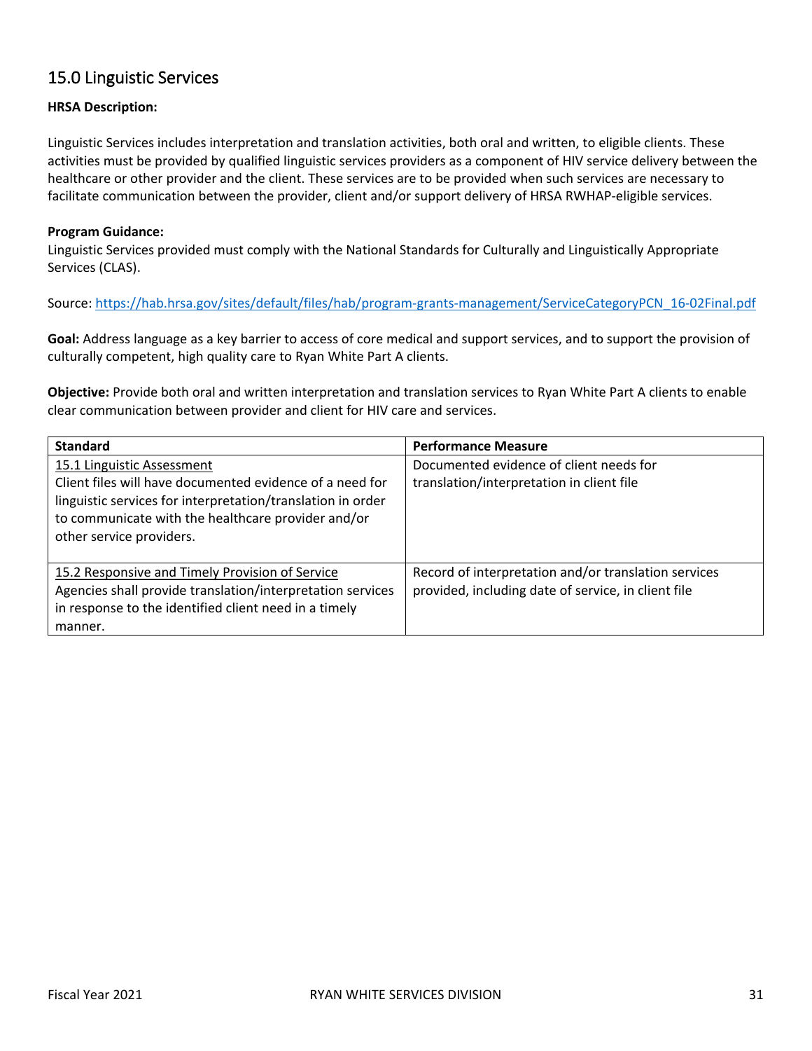## 15.0 Linguistic Services

**HRSA Description:**

Linguistic Services includes interpretation and translation activities, both oral and written, to eligible clients. These activities must be provided by qualified linguistic services providers as a component of HIV service delivery between the healthcare or other provider and the client. These services are to be provided when such services are necessary to facilitate communication between the provider, client and/or support delivery of HRSA RWHAP-eligible services.

**Program Guidance:**
Linguistic Services provided must comply with the National Standards for Culturally and Linguistically Appropriate Services (CLAS).

Source: https://hab.hrsa.gov/sites/default/files/hab/program-grants-management/ServiceCategoryPCN_16-02Final.pdf

**Goal:** Address language as a key barrier to access of core medical and support services, and to support the provision of culturally competent, high quality care to Ryan White Part A clients.

**Objective:** Provide both oral and written interpretation and translation services to Ryan White Part A clients to enable clear communication between provider and client for HIV care and services.

| Standard | Performance Measure |
|---|---|
| 15.1 Linguistic Assessment<br>Client files will have documented evidence of a need for linguistic services for interpretation/translation in order to communicate with the healthcare provider and/or other service providers. | Documented evidence of client needs for translation/interpretation in client file |
| 15.2 Responsive and Timely Provision of Service<br>Agencies shall provide translation/interpretation services in response to the identified client need in a timely manner. | Record of interpretation and/or translation services provided, including date of service, in client file |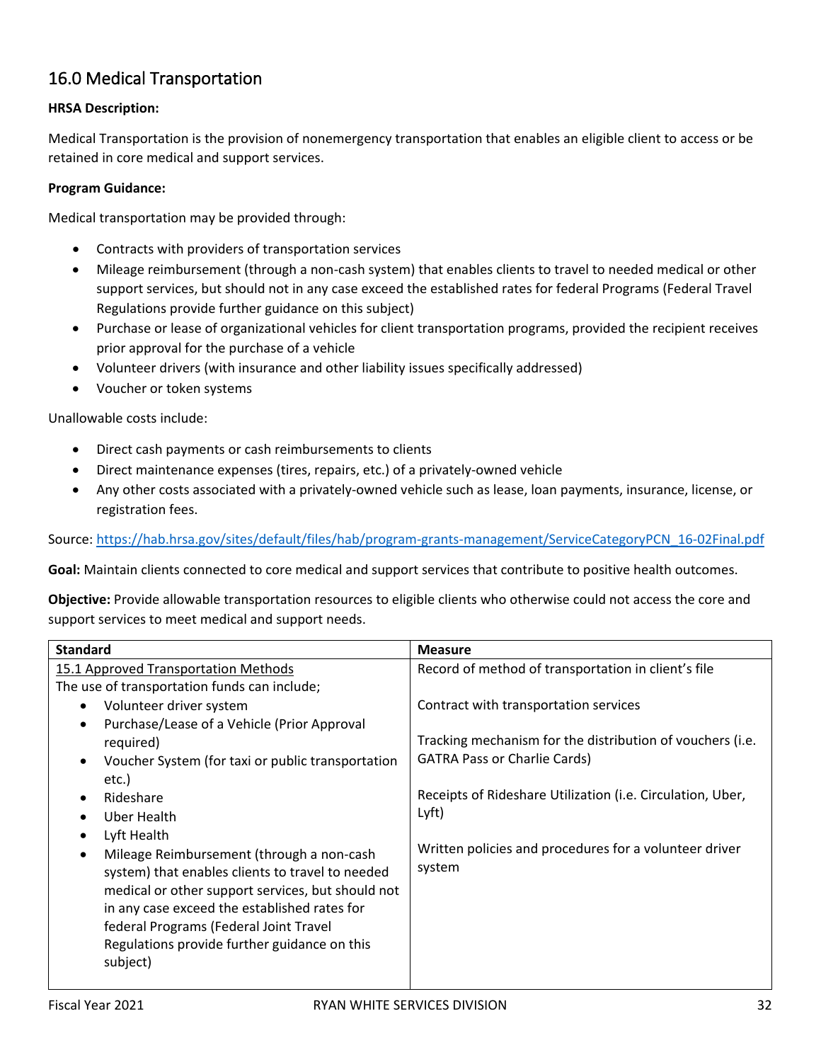## 16.0 Medical Transportation

**HRSA Description:**

Medical Transportation is the provision of nonemergency transportation that enables an eligible client to access or be retained in core medical and support services.

**Program Guidance:**

Medical transportation may be provided through:

- Contracts with providers of transportation services
- Mileage reimbursement (through a non-cash system) that enables clients to travel to needed medical or other support services, but should not in any case exceed the established rates for federal Programs (Federal Travel Regulations provide further guidance on this subject)
- Purchase or lease of organizational vehicles for client transportation programs, provided the recipient receives prior approval for the purchase of a vehicle
- Volunteer drivers (with insurance and other liability issues specifically addressed)
- Voucher or token systems

Unallowable costs include:

- Direct cash payments or cash reimbursements to clients
- Direct maintenance expenses (tires, repairs, etc.) of a privately-owned vehicle
- Any other costs associated with a privately-owned vehicle such as lease, loan payments, insurance, license, or registration fees.

Source: https://hab.hrsa.gov/sites/default/files/hab/program-grants-management/ServiceCategoryPCN_16-02Final.pdf

**Goal:** Maintain clients connected to core medical and support services that contribute to positive health outcomes.

**Objective:** Provide allowable transportation resources to eligible clients who otherwise could not access the core and support services to meet medical and support needs.

| Standard | Measure |
|---|---|
| 15.1 Approved Transportation Methods<br>The use of transportation funds can include;<br>• Volunteer driver system<br>• Purchase/Lease of a Vehicle (Prior Approval required)<br>• Voucher System (for taxi or public transportation etc.)<br>• Rideshare<br>• Uber Health<br>• Lyft Health<br>• Mileage Reimbursement (through a non-cash system) that enables clients to travel to needed medical or other support services, but should not in any case exceed the established rates for federal Programs (Federal Joint Travel Regulations provide further guidance on this subject) | Record of method of transportation in client's file<br><br>Contract with transportation services<br><br>Tracking mechanism for the distribution of vouchers (i.e. GATRA Pass or Charlie Cards)<br><br>Receipts of Rideshare Utilization (i.e. Circulation, Uber, Lyft)<br><br>Written policies and procedures for a volunteer driver system |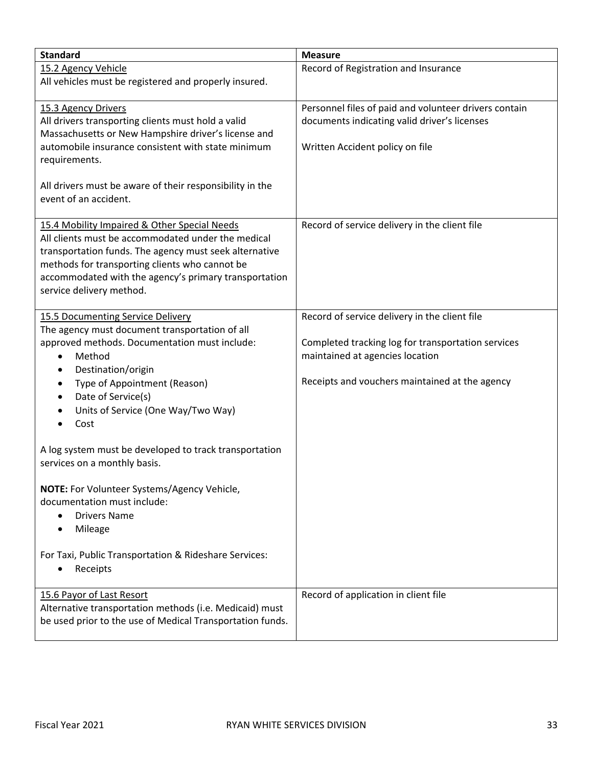| Standard | Measure |
|---|---|
| 15.2 Agency Vehicle<br>All vehicles must be registered and properly insured. | Record of Registration and Insurance |
| 15.3 Agency Drivers<br>All drivers transporting clients must hold a valid Massachusetts or New Hampshire driver's license and automobile insurance consistent with state minimum requirements.<br><br>All drivers must be aware of their responsibility in the event of an accident. | Personnel files of paid and volunteer drivers contain documents indicating valid driver's licenses<br><br>Written Accident policy on file |
| 15.4 Mobility Impaired & Other Special Needs<br>All clients must be accommodated under the medical transportation funds. The agency must seek alternative methods for transporting clients who cannot be accommodated with the agency's primary transportation service delivery method. | Record of service delivery in the client file |
| 15.5 Documenting Service Delivery<br>The agency must document transportation of all approved methods. Documentation must include:<br>• Method<br>• Destination/origin<br>• Type of Appointment (Reason)<br>• Date of Service(s)<br>• Units of Service (One Way/Two Way)<br>• Cost<br><br>A log system must be developed to track transportation services on a monthly basis.<br><br>**NOTE:** For Volunteer Systems/Agency Vehicle, documentation must include:<br>• Drivers Name<br>• Mileage<br><br>For Taxi, Public Transportation & Rideshare Services:<br>• Receipts | Record of service delivery in the client file<br><br>Completed tracking log for transportation services maintained at agencies location<br><br>Receipts and vouchers maintained at the agency |
| 15.6 Payor of Last Resort<br>Alternative transportation methods (i.e. Medicaid) must be used prior to the use of Medical Transportation funds. | Record of application in client file |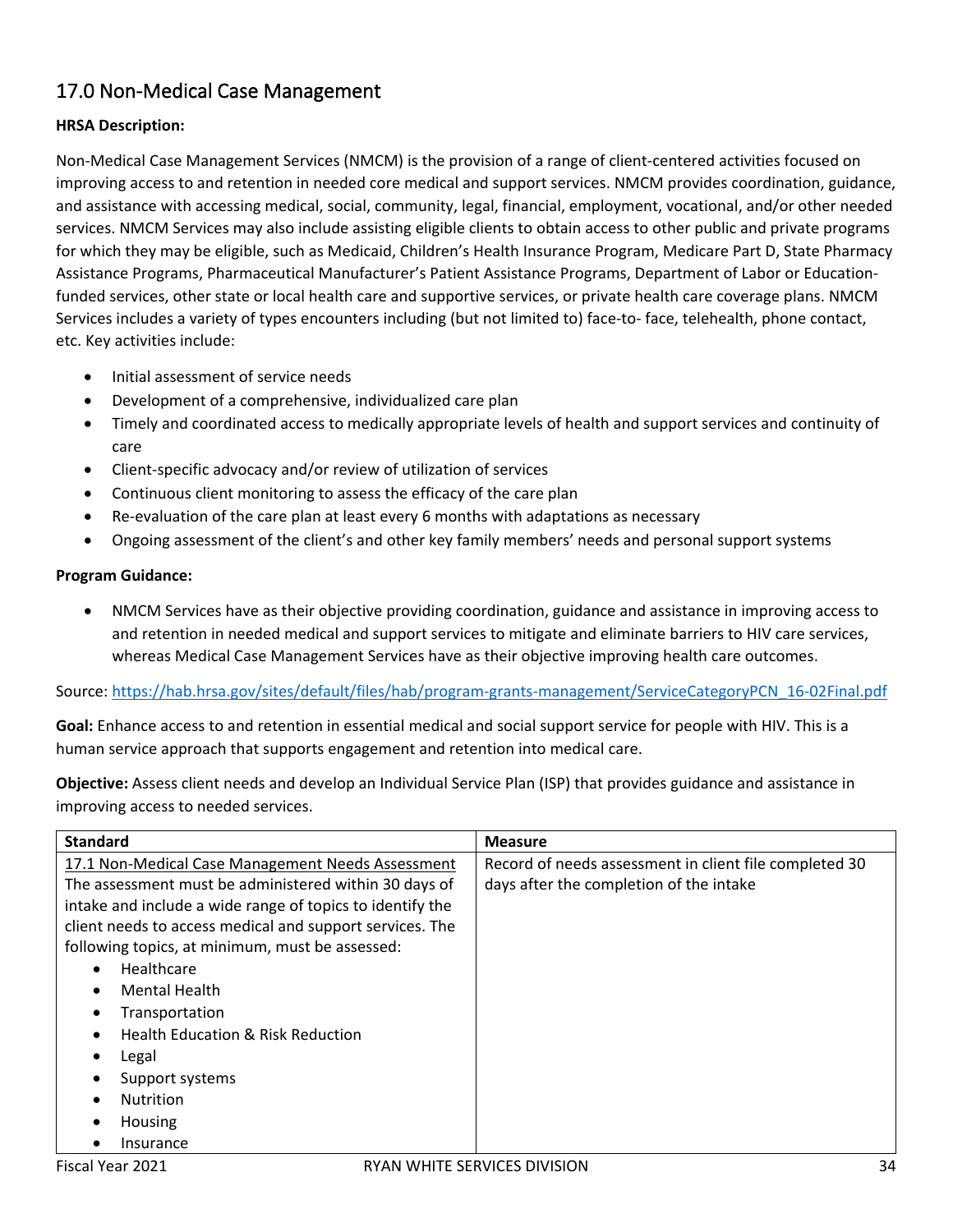## 17.0 Non-Medical Case Management

**HRSA Description:**

Non-Medical Case Management Services (NMCM) is the provision of a range of client-centered activities focused on improving access to and retention in needed core medical and support services. NMCM provides coordination, guidance, and assistance with accessing medical, social, community, legal, financial, employment, vocational, and/or other needed services. NMCM Services may also include assisting eligible clients to obtain access to other public and private programs for which they may be eligible, such as Medicaid, Children's Health Insurance Program, Medicare Part D, State Pharmacy Assistance Programs, Pharmaceutical Manufacturer's Patient Assistance Programs, Department of Labor or Education-funded services, other state or local health care and supportive services, or private health care coverage plans. NMCM Services includes a variety of types encounters including (but not limited to) face-to- face, telehealth, phone contact, etc. Key activities include:

- Initial assessment of service needs
- Development of a comprehensive, individualized care plan
- Timely and coordinated access to medically appropriate levels of health and support services and continuity of care
- Client-specific advocacy and/or review of utilization of services
- Continuous client monitoring to assess the efficacy of the care plan
- Re-evaluation of the care plan at least every 6 months with adaptations as necessary
- Ongoing assessment of the client's and other key family members' needs and personal support systems

**Program Guidance:**

- NMCM Services have as their objective providing coordination, guidance and assistance in improving access to and retention in needed medical and support services to mitigate and eliminate barriers to HIV care services, whereas Medical Case Management Services have as their objective improving health care outcomes.

Source: https://hab.hrsa.gov/sites/default/files/hab/program-grants-management/ServiceCategoryPCN_16-02Final.pdf

**Goal:** Enhance access to and retention in essential medical and social support service for people with HIV. This is a human service approach that supports engagement and retention into medical care.

**Objective:** Assess client needs and develop an Individual Service Plan (ISP) that provides guidance and assistance in improving access to needed services.

| Standard | Measure |
|---|---|
| 17.1 Non-Medical Case Management Needs Assessment<br>The assessment must be administered within 30 days of intake and include a wide range of topics to identify the client needs to access medical and support services. The following topics, at minimum, must be assessed:<br>• Healthcare<br>• Mental Health<br>• Transportation<br>• Health Education & Risk Reduction<br>• Legal<br>• Support systems<br>• Nutrition<br>• Housing<br>• Insurance | Record of needs assessment in client file completed 30 days after the completion of the intake |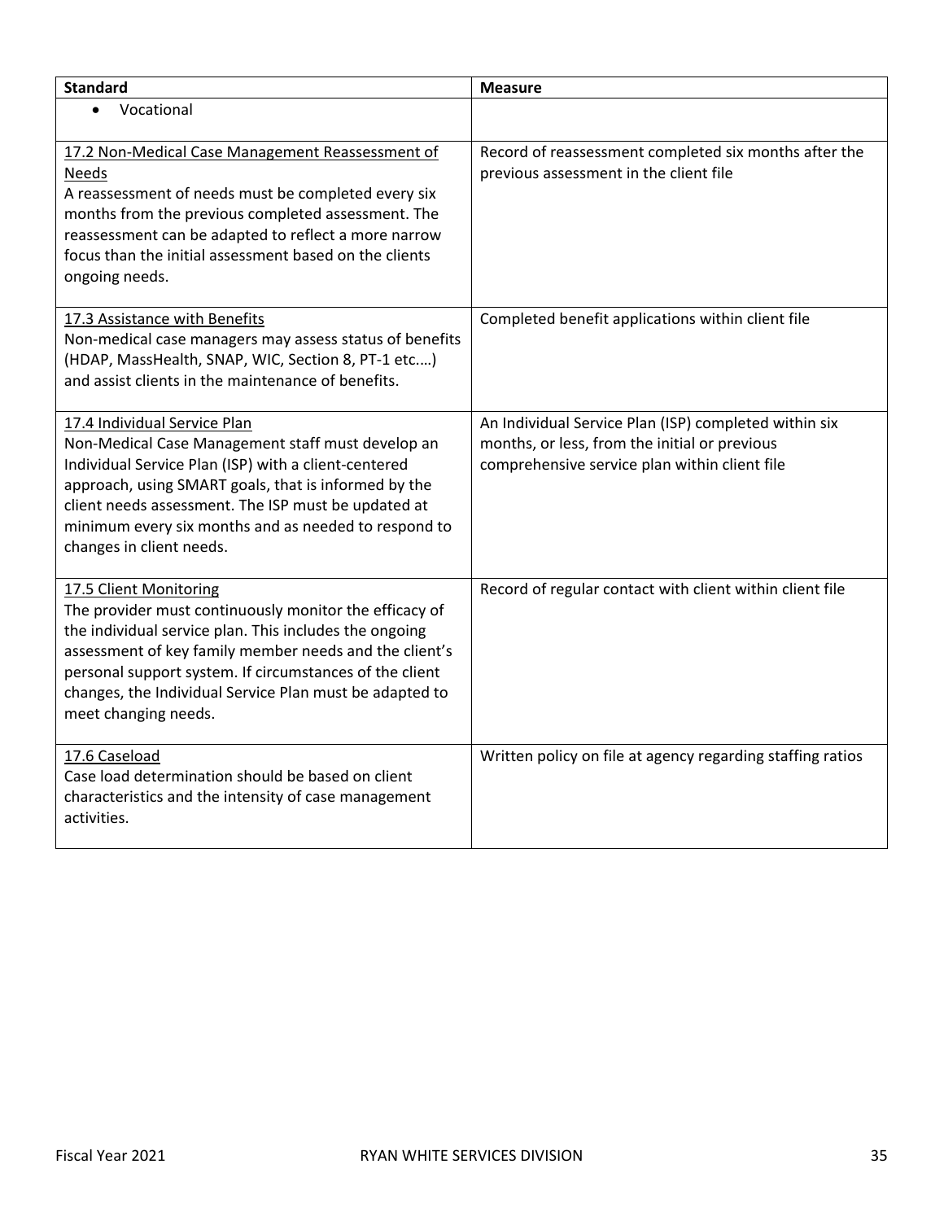| Standard | Measure |
|---|---|
| • Vocational | |
| 17.2 Non-Medical Case Management Reassessment of Needs<br>A reassessment of needs must be completed every six months from the previous completed assessment. The reassessment can be adapted to reflect a more narrow focus than the initial assessment based on the clients ongoing needs. | Record of reassessment completed six months after the previous assessment in the client file |
| 17.3 Assistance with Benefits<br>Non-medical case managers may assess status of benefits (HDAP, MassHealth, SNAP, WIC, Section 8, PT-1 etc.…) and assist clients in the maintenance of benefits. | Completed benefit applications within client file |
| 17.4 Individual Service Plan<br>Non-Medical Case Management staff must develop an Individual Service Plan (ISP) with a client-centered approach, using SMART goals, that is informed by the client needs assessment. The ISP must be updated at minimum every six months and as needed to respond to changes in client needs. | An Individual Service Plan (ISP) completed within six months, or less, from the initial or previous comprehensive service plan within client file |
| 17.5 Client Monitoring<br>The provider must continuously monitor the efficacy of the individual service plan. This includes the ongoing assessment of key family member needs and the client's personal support system. If circumstances of the client changes, the Individual Service Plan must be adapted to meet changing needs. | Record of regular contact with client within client file |
| 17.6 Caseload<br>Case load determination should be based on client characteristics and the intensity of case management activities. | Written policy on file at agency regarding staffing ratios |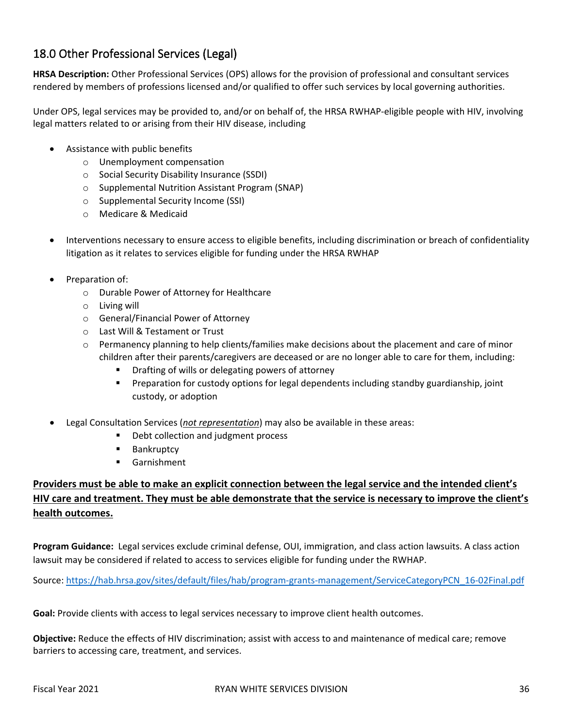## 18.0 Other Professional Services (Legal)

**HRSA Description:** Other Professional Services (OPS) allows for the provision of professional and consultant services rendered by members of professions licensed and/or qualified to offer such services by local governing authorities.

Under OPS, legal services may be provided to, and/or on behalf of, the HRSA RWHAP-eligible people with HIV, involving legal matters related to or arising from their HIV disease, including

- Assistance with public benefits
  - Unemployment compensation
  - Social Security Disability Insurance (SSDI)
  - Supplemental Nutrition Assistant Program (SNAP)
  - Supplemental Security Income (SSI)
  - Medicare & Medicaid

- Interventions necessary to ensure access to eligible benefits, including discrimination or breach of confidentiality litigation as it relates to services eligible for funding under the HRSA RWHAP

- Preparation of:
  - Durable Power of Attorney for Healthcare
  - Living will
  - General/Financial Power of Attorney
  - Last Will & Testament or Trust
  - Permanency planning to help clients/families make decisions about the placement and care of minor children after their parents/caregivers are deceased or are no longer able to care for them, including:
    - Drafting of wills or delegating powers of attorney
    - Preparation for custody options for legal dependents including standby guardianship, joint custody, or adoption

- Legal Consultation Services (*<u>not representation</u>*) may also be available in these areas:
    - Debt collection and judgment process
    - Bankruptcy
    - Garnishment

**<u>Providers must be able to make an explicit connection between the legal service and the intended client's HIV care and treatment. They must be able demonstrate that the service is necessary to improve the client's health outcomes.</u>**

**Program Guidance:** Legal services exclude criminal defense, OUI, immigration, and class action lawsuits. A class action lawsuit may be considered if related to access to services eligible for funding under the RWHAP.

Source: https://hab.hrsa.gov/sites/default/files/hab/program-grants-management/ServiceCategoryPCN_16-02Final.pdf

**Goal:** Provide clients with access to legal services necessary to improve client health outcomes.

**Objective:** Reduce the effects of HIV discrimination; assist with access to and maintenance of medical care; remove barriers to accessing care, treatment, and services.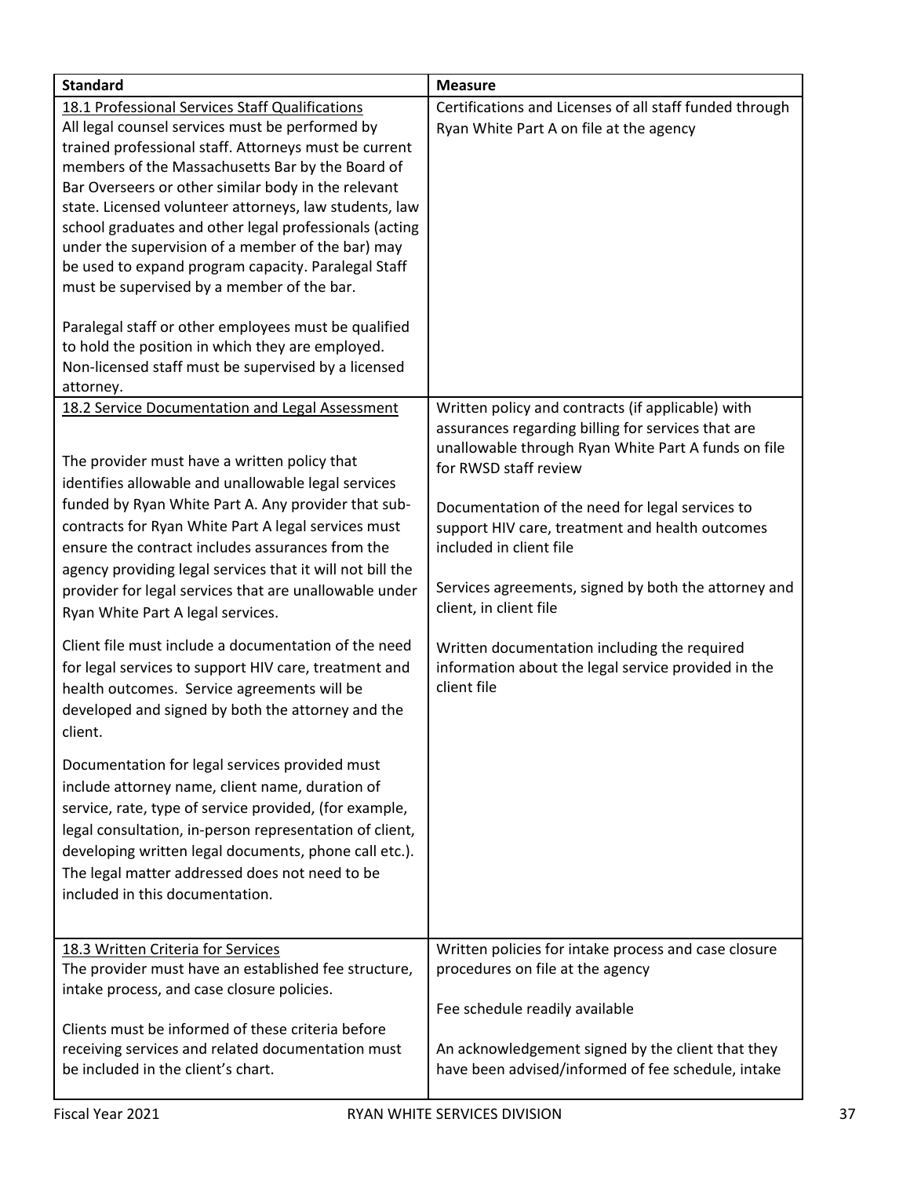| Standard | Measure |
|---|---|
| 18.1 Professional Services Staff Qualifications<br>All legal counsel services must be performed by trained professional staff. Attorneys must be current members of the Massachusetts Bar by the Board of Bar Overseers or other similar body in the relevant state. Licensed volunteer attorneys, law students, law school graduates and other legal professionals (acting under the supervision of a member of the bar) may be used to expand program capacity. Paralegal Staff must be supervised by a member of the bar.<br><br>Paralegal staff or other employees must be qualified to hold the position in which they are employed. Non-licensed staff must be supervised by a licensed attorney. | Certifications and Licenses of all staff funded through Ryan White Part A on file at the agency |
| 18.2 Service Documentation and Legal Assessment<br><br>The provider must have a written policy that identifies allowable and unallowable legal services funded by Ryan White Part A. Any provider that sub-contracts for Ryan White Part A legal services must ensure the contract includes assurances from the agency providing legal services that it will not bill the provider for legal services that are unallowable under Ryan White Part A legal services.<br><br>Client file must include a documentation of the need for legal services to support HIV care, treatment and health outcomes. Service agreements will be developed and signed by both the attorney and the client.<br><br>Documentation for legal services provided must include attorney name, client name, duration of service, rate, type of service provided, (for example, legal consultation, in-person representation of client, developing written legal documents, phone call etc.). The legal matter addressed does not need to be included in this documentation. | Written policy and contracts (if applicable) with assurances regarding billing for services that are unallowable through Ryan White Part A funds on file for RWSD staff review<br><br>Documentation of the need for legal services to support HIV care, treatment and health outcomes included in client file<br><br>Services agreements, signed by both the attorney and client, in client file<br><br>Written documentation including the required information about the legal service provided in the client file |
| 18.3 Written Criteria for Services<br>The provider must have an established fee structure, intake process, and case closure policies.<br><br>Clients must be informed of these criteria before receiving services and related documentation must be included in the client's chart. | Written policies for intake process and case closure procedures on file at the agency<br><br>Fee schedule readily available<br><br>An acknowledgement signed by the client that they have been advised/informed of fee schedule, intake |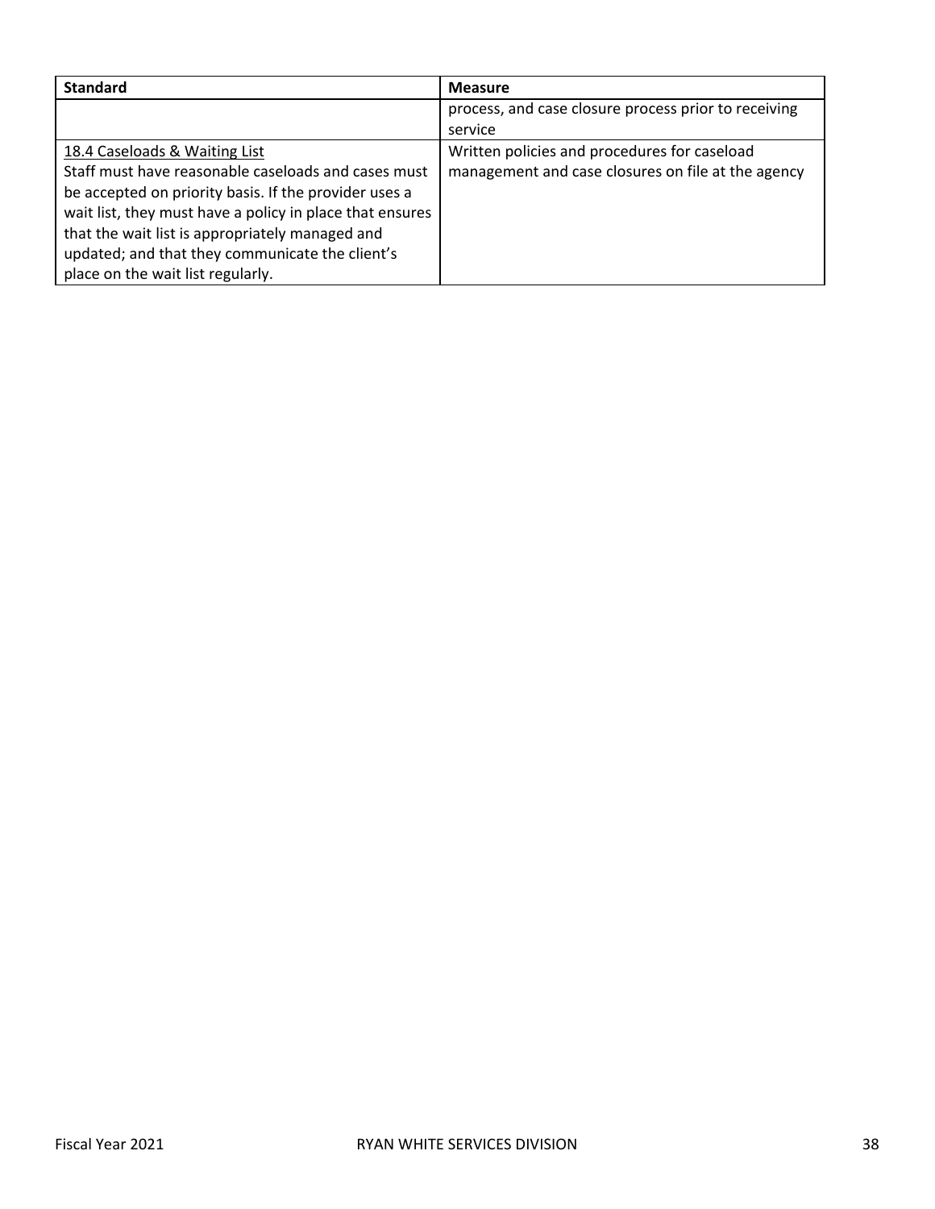| Standard | Measure |
|---|---|
| | process, and case closure process prior to receiving service |
| <u>18.4 Caseloads & Waiting List</u><br>Staff must have reasonable caseloads and cases must be accepted on priority basis. If the provider uses a wait list, they must have a policy in place that ensures that the wait list is appropriately managed and updated; and that they communicate the client's place on the wait list regularly. | Written policies and procedures for caseload management and case closures on file at the agency |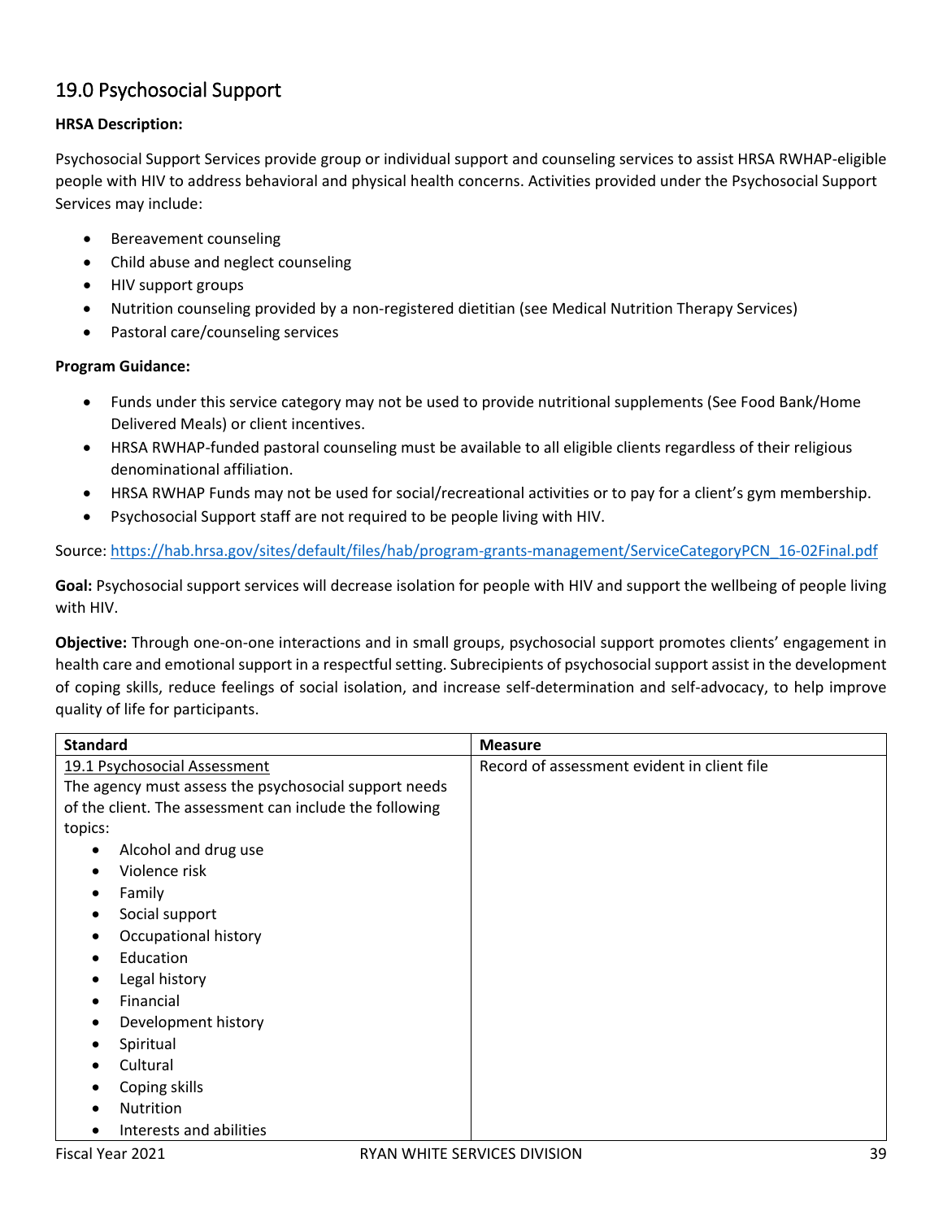## 19.0 Psychosocial Support

**HRSA Description:**

Psychosocial Support Services provide group or individual support and counseling services to assist HRSA RWHAP-eligible people with HIV to address behavioral and physical health concerns. Activities provided under the Psychosocial Support Services may include:

- Bereavement counseling
- Child abuse and neglect counseling
- HIV support groups
- Nutrition counseling provided by a non-registered dietitian (see Medical Nutrition Therapy Services)
- Pastoral care/counseling services

**Program Guidance:**

- Funds under this service category may not be used to provide nutritional supplements (See Food Bank/Home Delivered Meals) or client incentives.
- HRSA RWHAP-funded pastoral counseling must be available to all eligible clients regardless of their religious denominational affiliation.
- HRSA RWHAP Funds may not be used for social/recreational activities or to pay for a client's gym membership.
- Psychosocial Support staff are not required to be people living with HIV.

Source: https://hab.hrsa.gov/sites/default/files/hab/program-grants-management/ServiceCategoryPCN_16-02Final.pdf

**Goal:** Psychosocial support services will decrease isolation for people with HIV and support the wellbeing of people living with HIV.

**Objective:** Through one-on-one interactions and in small groups, psychosocial support promotes clients' engagement in health care and emotional support in a respectful setting. Subrecipients of psychosocial support assist in the development of coping skills, reduce feelings of social isolation, and increase self-determination and self-advocacy, to help improve quality of life for participants.

| Standard | Measure |
|---|---|
| 19.1 Psychosocial Assessment<br>The agency must assess the psychosocial support needs of the client. The assessment can include the following topics:<br>• Alcohol and drug use<br>• Violence risk<br>• Family<br>• Social support<br>• Occupational history<br>• Education<br>• Legal history<br>• Financial<br>• Development history<br>• Spiritual<br>• Cultural<br>• Coping skills<br>• Nutrition<br>• Interests and abilities | Record of assessment evident in client file |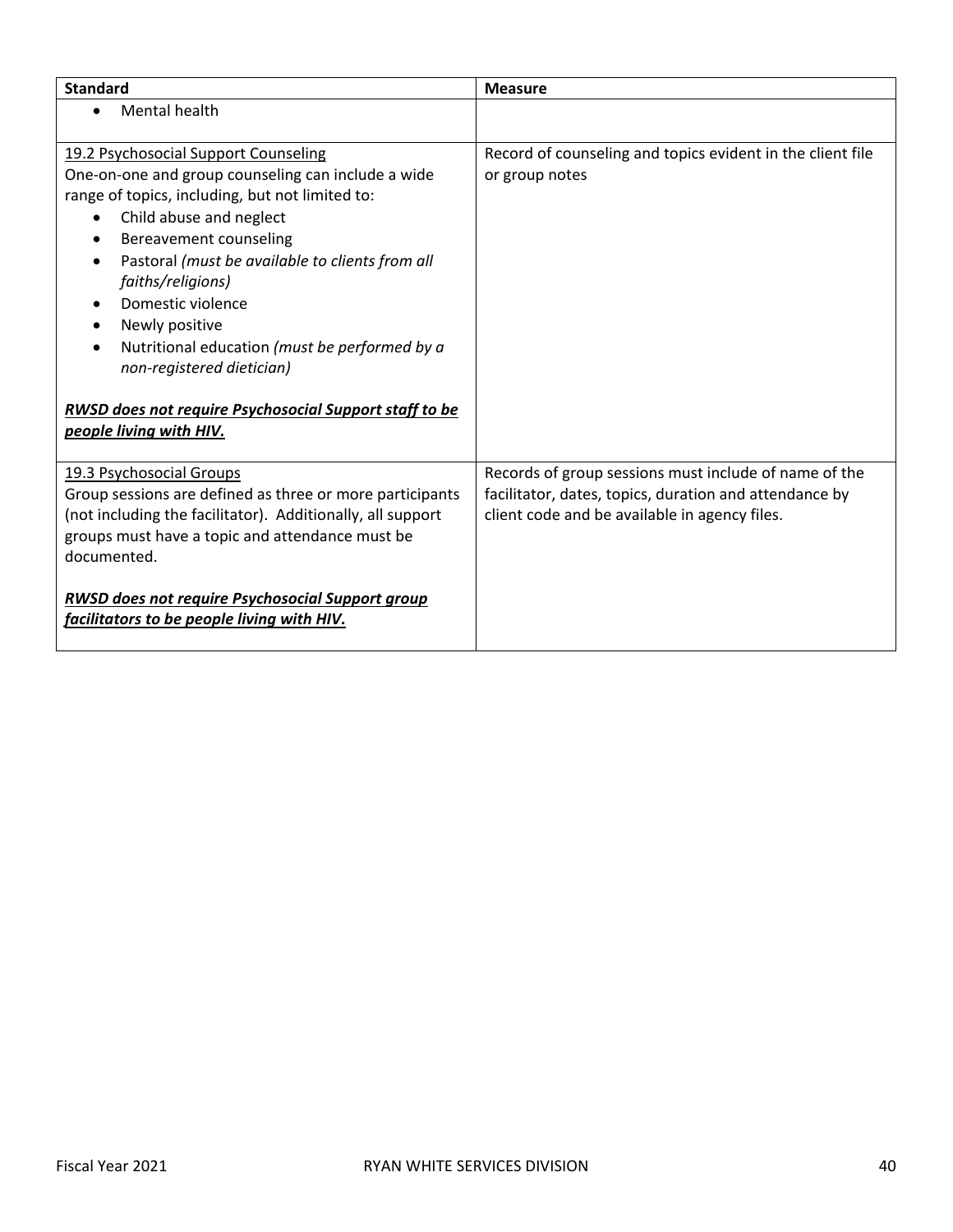| Standard | Measure |
|---|---|
| • Mental health | |
| <u>19.2 Psychosocial Support Counseling</u><br>One-on-one and group counseling can include a wide range of topics, including, but not limited to:<br>• Child abuse and neglect<br>• Bereavement counseling<br>• Pastoral *(must be available to clients from all faiths/religions)*<br>• Domestic violence<br>• Newly positive<br>• Nutritional education *(must be performed by a non-registered dietician)*<br><br>***<u>RWSD does not require Psychosocial Support staff to be people living with HIV.</u>*** | Record of counseling and topics evident in the client file or group notes |
| <u>19.3 Psychosocial Groups</u><br>Group sessions are defined as three or more participants (not including the facilitator). Additionally, all support groups must have a topic and attendance must be documented.<br><br>***<u>RWSD does not require Psychosocial Support group facilitators to be people living with HIV.</u>*** | Records of group sessions must include of name of the facilitator, dates, topics, duration and attendance by client code and be available in agency files. |